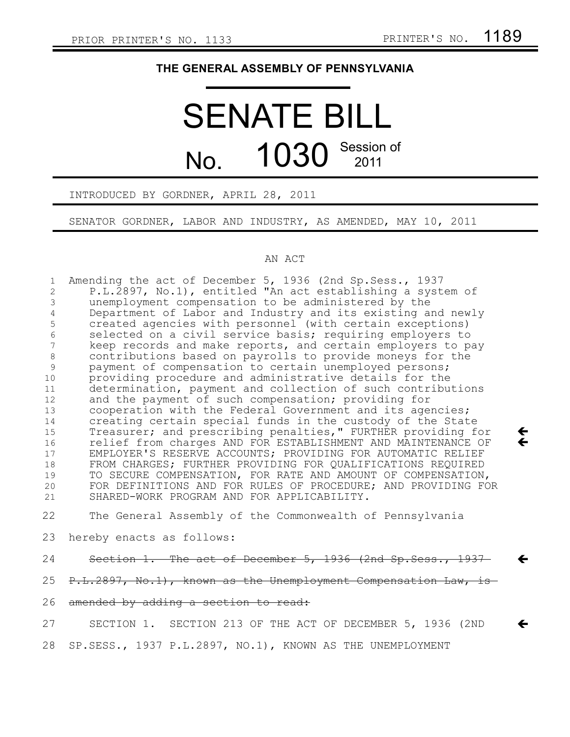PRIOR PRINTER'S NO. 1133 PRINTER'S NO. 1189

# THE GENERAL ASSEMBLY OF PENNSYLVANIA

# SENATE BILL

## No. 1030 Session of 2011

INTRODUCED BY GORDNER, APRIL 28, 2011

SENATOR GORDNER, LABOR AND INDUSTRY, AS AMENDED, MAY 10, 2011

AN ACT

1 Amending the act of December 5, 1936 (2nd Sp.Sess., 1937
2 P.L.2897, No.1), entitled "An act establishing a system of
3 unemployment compensation to be administered by the
4 Department of Labor and Industry and its existing and newly
5 created agencies with personnel (with certain exceptions)
6 selected on a civil service basis; requiring employers to
7 keep records and make reports, and certain employers to pay
8 contributions based on payrolls to provide moneys for the
9 payment of compensation to certain unemployed persons;
10 providing procedure and administrative details for the
11 determination, payment and collection of such contributions
12 and the payment of such compensation; providing for
13 cooperation with the Federal Government and its agencies;
14 creating certain special funds in the custody of the State
15 Treasurer; and prescribing penalties," FURTHER providing for ←
16 relief from charges AND FOR ESTABLISHMENT AND MAINTENANCE OF ←
17 EMPLOYER'S RESERVE ACCOUNTS; PROVIDING FOR AUTOMATIC RELIEF
18 FROM CHARGES; FURTHER PROVIDING FOR QUALIFICATIONS REQUIRED
19 TO SECURE COMPENSATION, FOR RATE AND AMOUNT OF COMPENSATION,
20 FOR DEFINITIONS AND FOR RULES OF PROCEDURE; AND PROVIDING FOR
21 SHARED-WORK PROGRAM AND FOR APPLICABILITY.

22 The General Assembly of the Commonwealth of Pennsylvania

23 hereby enacts as follows:

24 ~~Section 1. The act of December 5, 1936 (2nd Sp.Sess., 1937~~ ←

25 ~~P.L.2897, No.1), known as the Unemployment Compensation Law, is~~

26 ~~amended by adding a section to read:~~

27 SECTION 1. SECTION 213 OF THE ACT OF DECEMBER 5, 1936 (2ND ←

28 SP.SESS., 1937 P.L.2897, NO.1), KNOWN AS THE UNEMPLOYMENT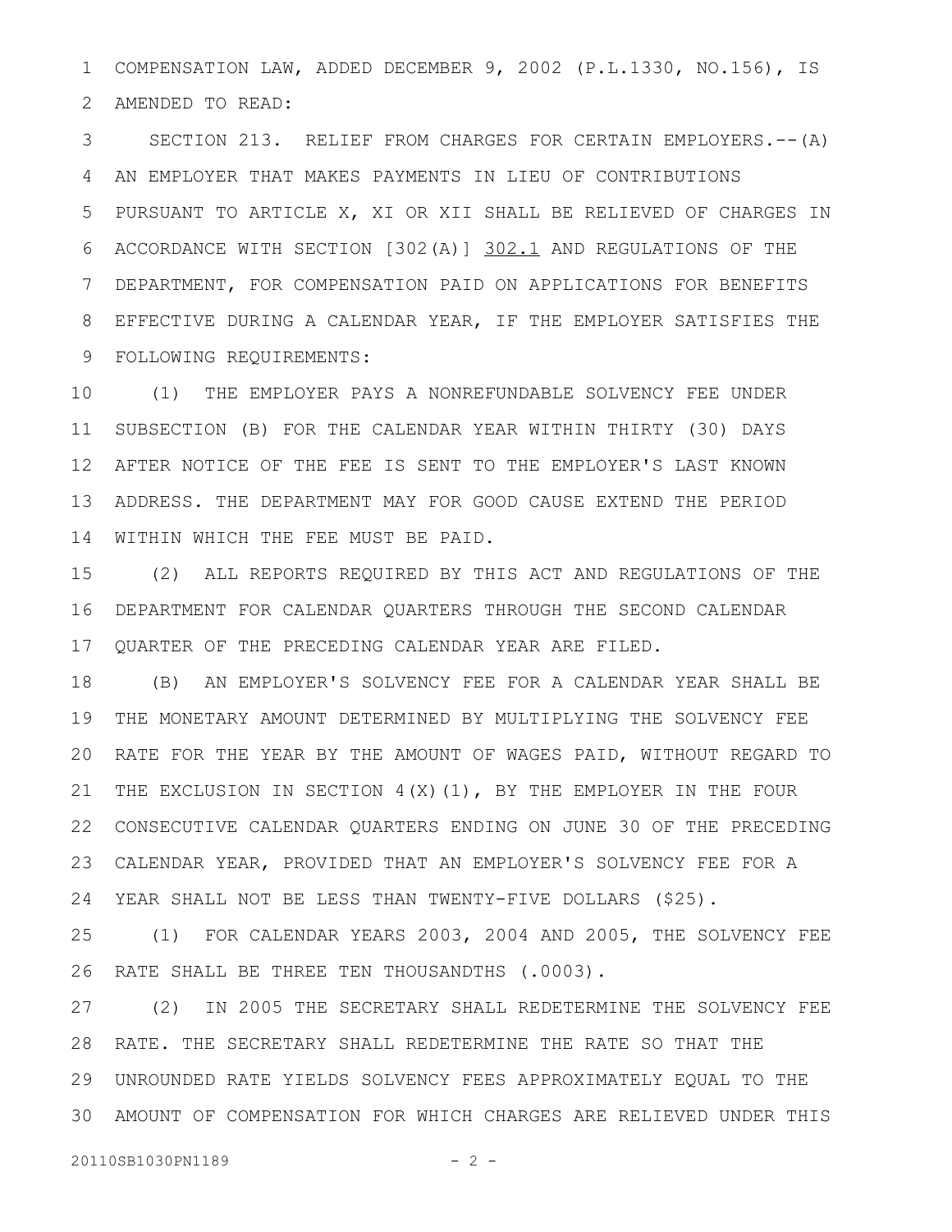COMPENSATION LAW, ADDED DECEMBER 9, 2002 (P.L.1330, NO.156), IS AMENDED TO READ:

SECTION 213. RELIEF FROM CHARGES FOR CERTAIN EMPLOYERS.--(A) AN EMPLOYER THAT MAKES PAYMENTS IN LIEU OF CONTRIBUTIONS PURSUANT TO ARTICLE X, XI OR XII SHALL BE RELIEVED OF CHARGES IN ACCORDANCE WITH SECTION [302(A)] <u>302.1</u> AND REGULATIONS OF THE DEPARTMENT, FOR COMPENSATION PAID ON APPLICATIONS FOR BENEFITS EFFECTIVE DURING A CALENDAR YEAR, IF THE EMPLOYER SATISFIES THE FOLLOWING REQUIREMENTS:

(1) THE EMPLOYER PAYS A NONREFUNDABLE SOLVENCY FEE UNDER SUBSECTION (B) FOR THE CALENDAR YEAR WITHIN THIRTY (30) DAYS AFTER NOTICE OF THE FEE IS SENT TO THE EMPLOYER'S LAST KNOWN ADDRESS. THE DEPARTMENT MAY FOR GOOD CAUSE EXTEND THE PERIOD WITHIN WHICH THE FEE MUST BE PAID.

(2) ALL REPORTS REQUIRED BY THIS ACT AND REGULATIONS OF THE DEPARTMENT FOR CALENDAR QUARTERS THROUGH THE SECOND CALENDAR QUARTER OF THE PRECEDING CALENDAR YEAR ARE FILED.

(B) AN EMPLOYER'S SOLVENCY FEE FOR A CALENDAR YEAR SHALL BE THE MONETARY AMOUNT DETERMINED BY MULTIPLYING THE SOLVENCY FEE RATE FOR THE YEAR BY THE AMOUNT OF WAGES PAID, WITHOUT REGARD TO THE EXCLUSION IN SECTION 4(X)(1), BY THE EMPLOYER IN THE FOUR CONSECUTIVE CALENDAR QUARTERS ENDING ON JUNE 30 OF THE PRECEDING CALENDAR YEAR, PROVIDED THAT AN EMPLOYER'S SOLVENCY FEE FOR A YEAR SHALL NOT BE LESS THAN TWENTY-FIVE DOLLARS ($25).

(1) FOR CALENDAR YEARS 2003, 2004 AND 2005, THE SOLVENCY FEE RATE SHALL BE THREE TEN THOUSANDTHS (.0003).

(2) IN 2005 THE SECRETARY SHALL REDETERMINE THE SOLVENCY FEE RATE. THE SECRETARY SHALL REDETERMINE THE RATE SO THAT THE UNROUNDED RATE YIELDS SOLVENCY FEES APPROXIMATELY EQUAL TO THE AMOUNT OF COMPENSATION FOR WHICH CHARGES ARE RELIEVED UNDER THIS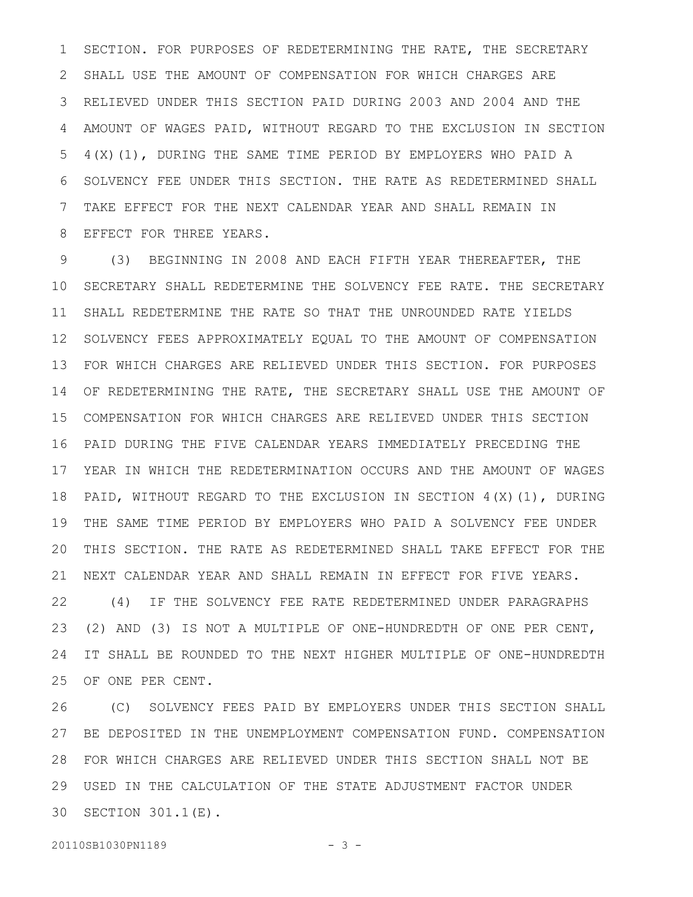SECTION. FOR PURPOSES OF REDETERMINING THE RATE, THE SECRETARY SHALL USE THE AMOUNT OF COMPENSATION FOR WHICH CHARGES ARE RELIEVED UNDER THIS SECTION PAID DURING 2003 AND 2004 AND THE AMOUNT OF WAGES PAID, WITHOUT REGARD TO THE EXCLUSION IN SECTION 4(X)(1), DURING THE SAME TIME PERIOD BY EMPLOYERS WHO PAID A SOLVENCY FEE UNDER THIS SECTION. THE RATE AS REDETERMINED SHALL TAKE EFFECT FOR THE NEXT CALENDAR YEAR AND SHALL REMAIN IN EFFECT FOR THREE YEARS.

(3) BEGINNING IN 2008 AND EACH FIFTH YEAR THEREAFTER, THE SECRETARY SHALL REDETERMINE THE SOLVENCY FEE RATE. THE SECRETARY SHALL REDETERMINE THE RATE SO THAT THE UNROUNDED RATE YIELDS SOLVENCY FEES APPROXIMATELY EQUAL TO THE AMOUNT OF COMPENSATION FOR WHICH CHARGES ARE RELIEVED UNDER THIS SECTION. FOR PURPOSES OF REDETERMINING THE RATE, THE SECRETARY SHALL USE THE AMOUNT OF COMPENSATION FOR WHICH CHARGES ARE RELIEVED UNDER THIS SECTION PAID DURING THE FIVE CALENDAR YEARS IMMEDIATELY PRECEDING THE YEAR IN WHICH THE REDETERMINATION OCCURS AND THE AMOUNT OF WAGES PAID, WITHOUT REGARD TO THE EXCLUSION IN SECTION 4(X)(1), DURING THE SAME TIME PERIOD BY EMPLOYERS WHO PAID A SOLVENCY FEE UNDER THIS SECTION. THE RATE AS REDETERMINED SHALL TAKE EFFECT FOR THE NEXT CALENDAR YEAR AND SHALL REMAIN IN EFFECT FOR FIVE YEARS.

(4) IF THE SOLVENCY FEE RATE REDETERMINED UNDER PARAGRAPHS (2) AND (3) IS NOT A MULTIPLE OF ONE-HUNDREDTH OF ONE PER CENT, IT SHALL BE ROUNDED TO THE NEXT HIGHER MULTIPLE OF ONE-HUNDREDTH OF ONE PER CENT.

(C) SOLVENCY FEES PAID BY EMPLOYERS UNDER THIS SECTION SHALL BE DEPOSITED IN THE UNEMPLOYMENT COMPENSATION FUND. COMPENSATION FOR WHICH CHARGES ARE RELIEVED UNDER THIS SECTION SHALL NOT BE USED IN THE CALCULATION OF THE STATE ADJUSTMENT FACTOR UNDER SECTION 301.1(E).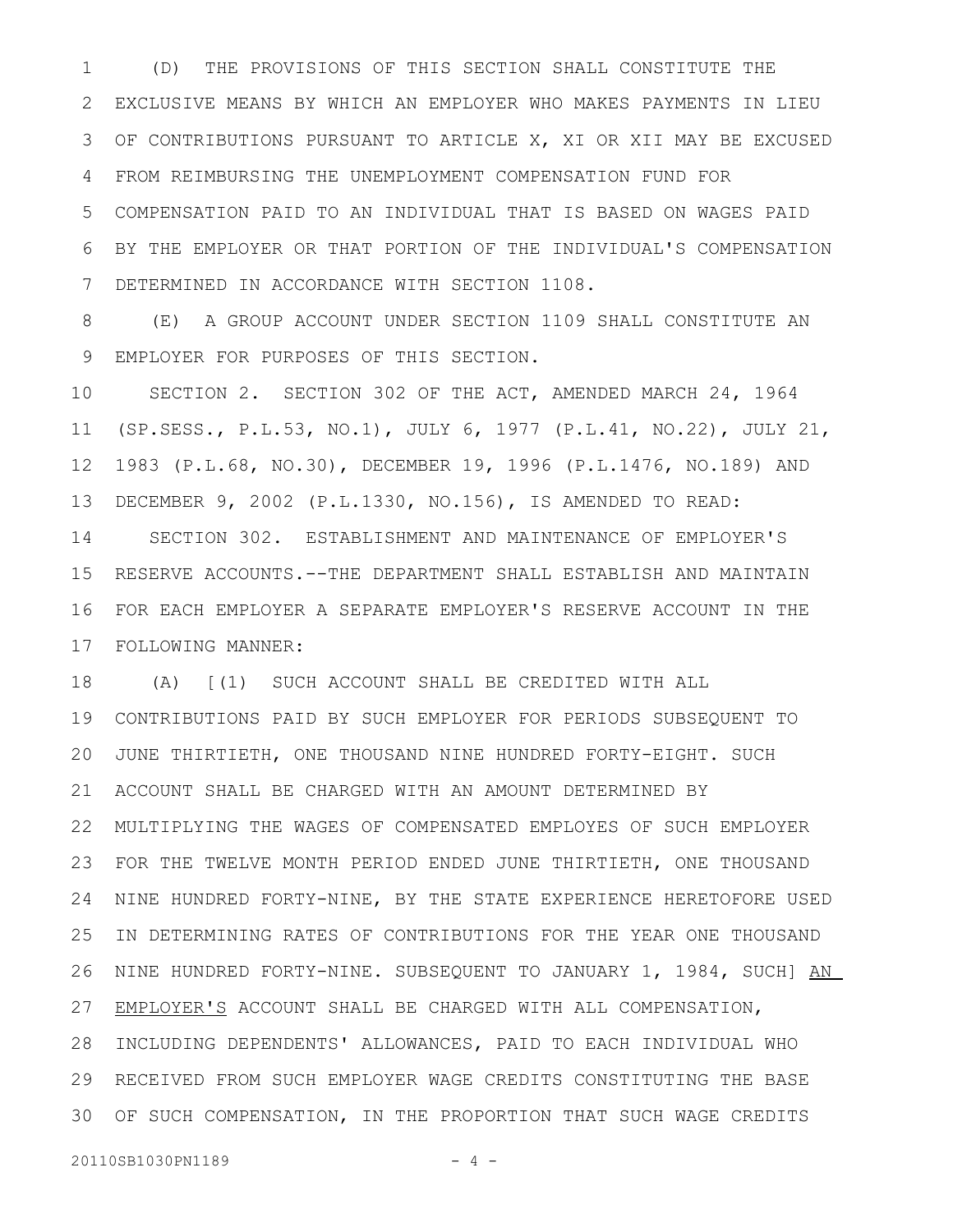(D) THE PROVISIONS OF THIS SECTION SHALL CONSTITUTE THE EXCLUSIVE MEANS BY WHICH AN EMPLOYER WHO MAKES PAYMENTS IN LIEU OF CONTRIBUTIONS PURSUANT TO ARTICLE X, XI OR XII MAY BE EXCUSED FROM REIMBURSING THE UNEMPLOYMENT COMPENSATION FUND FOR COMPENSATION PAID TO AN INDIVIDUAL THAT IS BASED ON WAGES PAID BY THE EMPLOYER OR THAT PORTION OF THE INDIVIDUAL'S COMPENSATION DETERMINED IN ACCORDANCE WITH SECTION 1108.

(E) A GROUP ACCOUNT UNDER SECTION 1109 SHALL CONSTITUTE AN EMPLOYER FOR PURPOSES OF THIS SECTION.

SECTION 2. SECTION 302 OF THE ACT, AMENDED MARCH 24, 1964 (SP.SESS., P.L.53, NO.1), JULY 6, 1977 (P.L.41, NO.22), JULY 21, 1983 (P.L.68, NO.30), DECEMBER 19, 1996 (P.L.1476, NO.189) AND DECEMBER 9, 2002 (P.L.1330, NO.156), IS AMENDED TO READ:

SECTION 302. ESTABLISHMENT AND MAINTENANCE OF EMPLOYER'S RESERVE ACCOUNTS.--THE DEPARTMENT SHALL ESTABLISH AND MAINTAIN FOR EACH EMPLOYER A SEPARATE EMPLOYER'S RESERVE ACCOUNT IN THE FOLLOWING MANNER:

(A) [(1) SUCH ACCOUNT SHALL BE CREDITED WITH ALL CONTRIBUTIONS PAID BY SUCH EMPLOYER FOR PERIODS SUBSEQUENT TO JUNE THIRTIETH, ONE THOUSAND NINE HUNDRED FORTY-EIGHT. SUCH ACCOUNT SHALL BE CHARGED WITH AN AMOUNT DETERMINED BY MULTIPLYING THE WAGES OF COMPENSATED EMPLOYES OF SUCH EMPLOYER FOR THE TWELVE MONTH PERIOD ENDED JUNE THIRTIETH, ONE THOUSAND NINE HUNDRED FORTY-NINE, BY THE STATE EXPERIENCE HERETOFORE USED IN DETERMINING RATES OF CONTRIBUTIONS FOR THE YEAR ONE THOUSAND NINE HUNDRED FORTY-NINE. SUBSEQUENT TO JANUARY 1, 1984, SUCH] AN EMPLOYER'S ACCOUNT SHALL BE CHARGED WITH ALL COMPENSATION, INCLUDING DEPENDENTS' ALLOWANCES, PAID TO EACH INDIVIDUAL WHO RECEIVED FROM SUCH EMPLOYER WAGE CREDITS CONSTITUTING THE BASE OF SUCH COMPENSATION, IN THE PROPORTION THAT SUCH WAGE CREDITS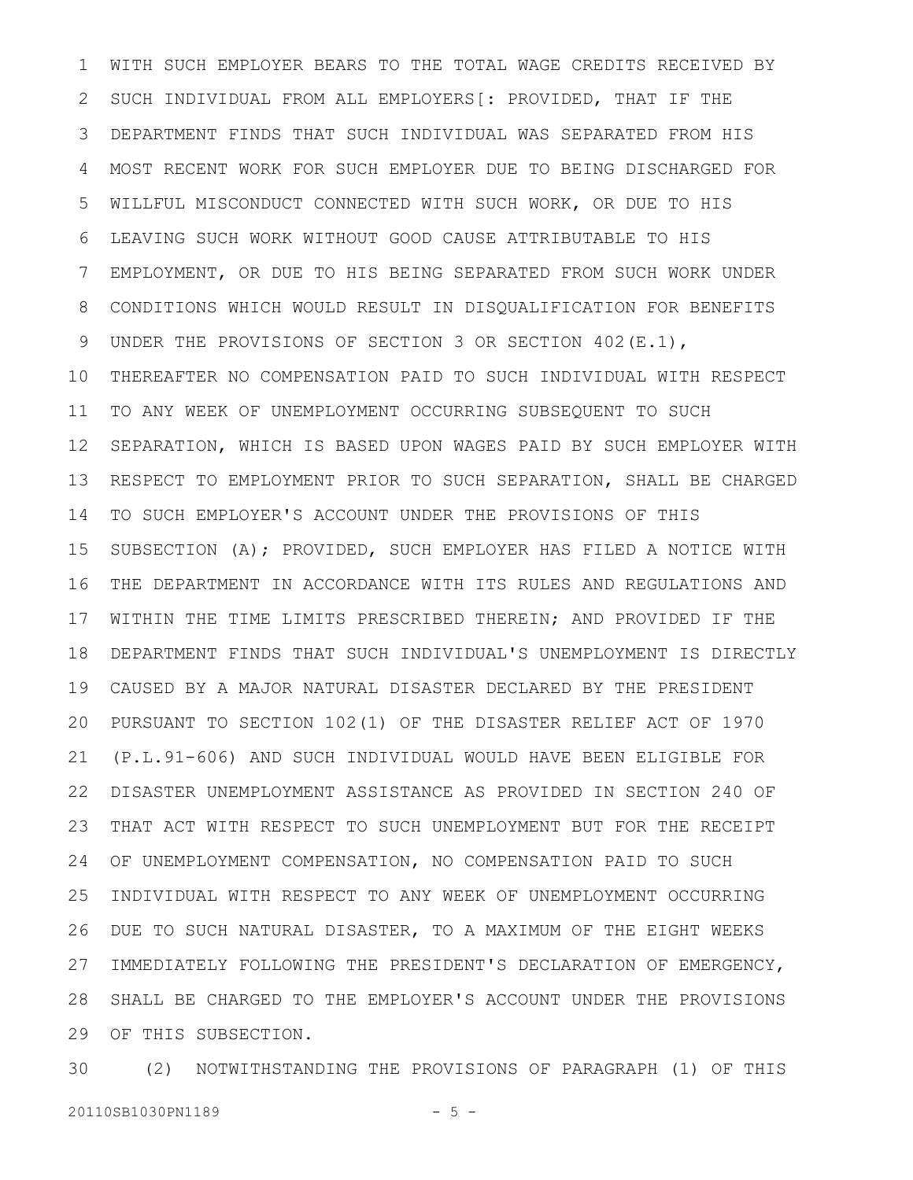WITH SUCH EMPLOYER BEARS TO THE TOTAL WAGE CREDITS RECEIVED BY SUCH INDIVIDUAL FROM ALL EMPLOYERS[: PROVIDED, THAT IF THE DEPARTMENT FINDS THAT SUCH INDIVIDUAL WAS SEPARATED FROM HIS MOST RECENT WORK FOR SUCH EMPLOYER DUE TO BEING DISCHARGED FOR WILLFUL MISCONDUCT CONNECTED WITH SUCH WORK, OR DUE TO HIS LEAVING SUCH WORK WITHOUT GOOD CAUSE ATTRIBUTABLE TO HIS EMPLOYMENT, OR DUE TO HIS BEING SEPARATED FROM SUCH WORK UNDER CONDITIONS WHICH WOULD RESULT IN DISQUALIFICATION FOR BENEFITS UNDER THE PROVISIONS OF SECTION 3 OR SECTION 402(E.1), THEREAFTER NO COMPENSATION PAID TO SUCH INDIVIDUAL WITH RESPECT TO ANY WEEK OF UNEMPLOYMENT OCCURRING SUBSEQUENT TO SUCH SEPARATION, WHICH IS BASED UPON WAGES PAID BY SUCH EMPLOYER WITH RESPECT TO EMPLOYMENT PRIOR TO SUCH SEPARATION, SHALL BE CHARGED TO SUCH EMPLOYER'S ACCOUNT UNDER THE PROVISIONS OF THIS SUBSECTION (A); PROVIDED, SUCH EMPLOYER HAS FILED A NOTICE WITH THE DEPARTMENT IN ACCORDANCE WITH ITS RULES AND REGULATIONS AND WITHIN THE TIME LIMITS PRESCRIBED THEREIN; AND PROVIDED IF THE DEPARTMENT FINDS THAT SUCH INDIVIDUAL'S UNEMPLOYMENT IS DIRECTLY CAUSED BY A MAJOR NATURAL DISASTER DECLARED BY THE PRESIDENT PURSUANT TO SECTION 102(1) OF THE DISASTER RELIEF ACT OF 1970 (P.L.91-606) AND SUCH INDIVIDUAL WOULD HAVE BEEN ELIGIBLE FOR DISASTER UNEMPLOYMENT ASSISTANCE AS PROVIDED IN SECTION 240 OF THAT ACT WITH RESPECT TO SUCH UNEMPLOYMENT BUT FOR THE RECEIPT OF UNEMPLOYMENT COMPENSATION, NO COMPENSATION PAID TO SUCH INDIVIDUAL WITH RESPECT TO ANY WEEK OF UNEMPLOYMENT OCCURRING DUE TO SUCH NATURAL DISASTER, TO A MAXIMUM OF THE EIGHT WEEKS IMMEDIATELY FOLLOWING THE PRESIDENT'S DECLARATION OF EMERGENCY, SHALL BE CHARGED TO THE EMPLOYER'S ACCOUNT UNDER THE PROVISIONS OF THIS SUBSECTION.

(2) NOTWITHSTANDING THE PROVISIONS OF PARAGRAPH (1) OF THIS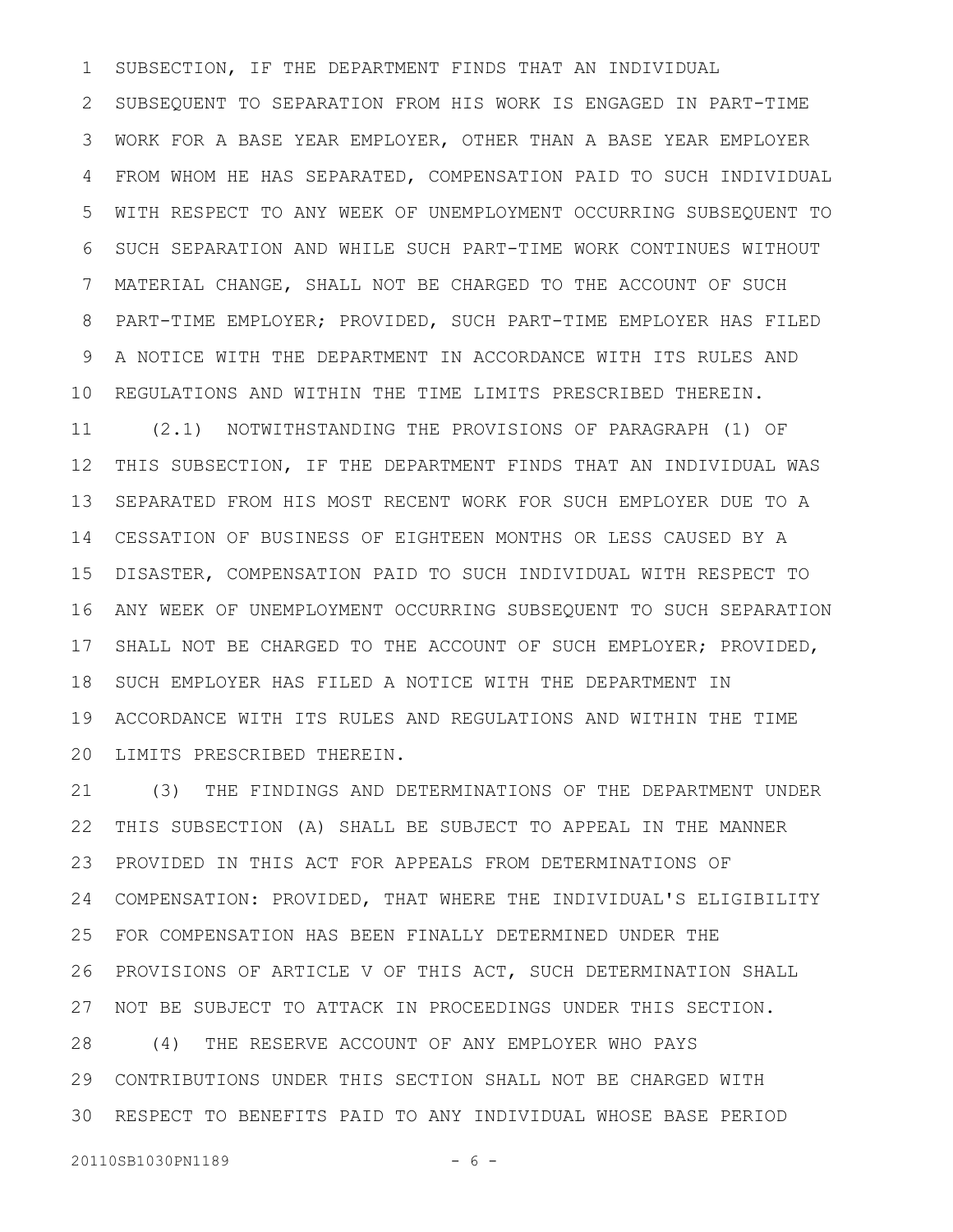SUBSECTION, IF THE DEPARTMENT FINDS THAT AN INDIVIDUAL SUBSEQUENT TO SEPARATION FROM HIS WORK IS ENGAGED IN PART-TIME WORK FOR A BASE YEAR EMPLOYER, OTHER THAN A BASE YEAR EMPLOYER FROM WHOM HE HAS SEPARATED, COMPENSATION PAID TO SUCH INDIVIDUAL WITH RESPECT TO ANY WEEK OF UNEMPLOYMENT OCCURRING SUBSEQUENT TO SUCH SEPARATION AND WHILE SUCH PART-TIME WORK CONTINUES WITHOUT MATERIAL CHANGE, SHALL NOT BE CHARGED TO THE ACCOUNT OF SUCH PART-TIME EMPLOYER; PROVIDED, SUCH PART-TIME EMPLOYER HAS FILED A NOTICE WITH THE DEPARTMENT IN ACCORDANCE WITH ITS RULES AND REGULATIONS AND WITHIN THE TIME LIMITS PRESCRIBED THEREIN.

(2.1) NOTWITHSTANDING THE PROVISIONS OF PARAGRAPH (1) OF THIS SUBSECTION, IF THE DEPARTMENT FINDS THAT AN INDIVIDUAL WAS SEPARATED FROM HIS MOST RECENT WORK FOR SUCH EMPLOYER DUE TO A CESSATION OF BUSINESS OF EIGHTEEN MONTHS OR LESS CAUSED BY A DISASTER, COMPENSATION PAID TO SUCH INDIVIDUAL WITH RESPECT TO ANY WEEK OF UNEMPLOYMENT OCCURRING SUBSEQUENT TO SUCH SEPARATION SHALL NOT BE CHARGED TO THE ACCOUNT OF SUCH EMPLOYER; PROVIDED, SUCH EMPLOYER HAS FILED A NOTICE WITH THE DEPARTMENT IN ACCORDANCE WITH ITS RULES AND REGULATIONS AND WITHIN THE TIME LIMITS PRESCRIBED THEREIN.

(3) THE FINDINGS AND DETERMINATIONS OF THE DEPARTMENT UNDER THIS SUBSECTION (A) SHALL BE SUBJECT TO APPEAL IN THE MANNER PROVIDED IN THIS ACT FOR APPEALS FROM DETERMINATIONS OF COMPENSATION: PROVIDED, THAT WHERE THE INDIVIDUAL'S ELIGIBILITY FOR COMPENSATION HAS BEEN FINALLY DETERMINED UNDER THE PROVISIONS OF ARTICLE V OF THIS ACT, SUCH DETERMINATION SHALL NOT BE SUBJECT TO ATTACK IN PROCEEDINGS UNDER THIS SECTION.

(4) THE RESERVE ACCOUNT OF ANY EMPLOYER WHO PAYS CONTRIBUTIONS UNDER THIS SECTION SHALL NOT BE CHARGED WITH RESPECT TO BENEFITS PAID TO ANY INDIVIDUAL WHOSE BASE PERIOD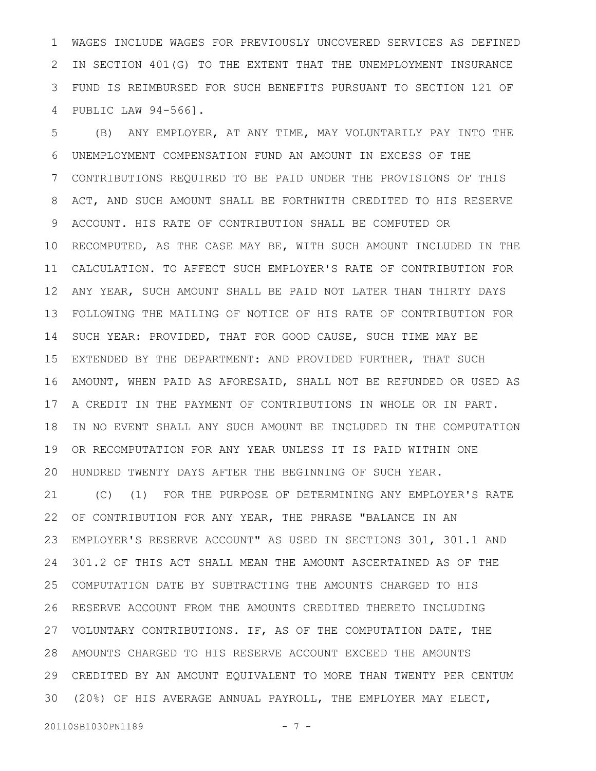WAGES INCLUDE WAGES FOR PREVIOUSLY UNCOVERED SERVICES AS DEFINED IN SECTION 401(G) TO THE EXTENT THAT THE UNEMPLOYMENT INSURANCE FUND IS REIMBURSED FOR SUCH BENEFITS PURSUANT TO SECTION 121 OF PUBLIC LAW 94-566].

(B) ANY EMPLOYER, AT ANY TIME, MAY VOLUNTARILY PAY INTO THE UNEMPLOYMENT COMPENSATION FUND AN AMOUNT IN EXCESS OF THE CONTRIBUTIONS REQUIRED TO BE PAID UNDER THE PROVISIONS OF THIS ACT, AND SUCH AMOUNT SHALL BE FORTHWITH CREDITED TO HIS RESERVE ACCOUNT. HIS RATE OF CONTRIBUTION SHALL BE COMPUTED OR RECOMPUTED, AS THE CASE MAY BE, WITH SUCH AMOUNT INCLUDED IN THE CALCULATION. TO AFFECT SUCH EMPLOYER'S RATE OF CONTRIBUTION FOR ANY YEAR, SUCH AMOUNT SHALL BE PAID NOT LATER THAN THIRTY DAYS FOLLOWING THE MAILING OF NOTICE OF HIS RATE OF CONTRIBUTION FOR SUCH YEAR: PROVIDED, THAT FOR GOOD CAUSE, SUCH TIME MAY BE EXTENDED BY THE DEPARTMENT: AND PROVIDED FURTHER, THAT SUCH AMOUNT, WHEN PAID AS AFORESAID, SHALL NOT BE REFUNDED OR USED AS A CREDIT IN THE PAYMENT OF CONTRIBUTIONS IN WHOLE OR IN PART. IN NO EVENT SHALL ANY SUCH AMOUNT BE INCLUDED IN THE COMPUTATION OR RECOMPUTATION FOR ANY YEAR UNLESS IT IS PAID WITHIN ONE HUNDRED TWENTY DAYS AFTER THE BEGINNING OF SUCH YEAR.

(C) (1) FOR THE PURPOSE OF DETERMINING ANY EMPLOYER'S RATE OF CONTRIBUTION FOR ANY YEAR, THE PHRASE "BALANCE IN AN EMPLOYER'S RESERVE ACCOUNT" AS USED IN SECTIONS 301, 301.1 AND 301.2 OF THIS ACT SHALL MEAN THE AMOUNT ASCERTAINED AS OF THE COMPUTATION DATE BY SUBTRACTING THE AMOUNTS CHARGED TO HIS RESERVE ACCOUNT FROM THE AMOUNTS CREDITED THERETO INCLUDING VOLUNTARY CONTRIBUTIONS. IF, AS OF THE COMPUTATION DATE, THE AMOUNTS CHARGED TO HIS RESERVE ACCOUNT EXCEED THE AMOUNTS CREDITED BY AN AMOUNT EQUIVALENT TO MORE THAN TWENTY PER CENTUM (20%) OF HIS AVERAGE ANNUAL PAYROLL, THE EMPLOYER MAY ELECT,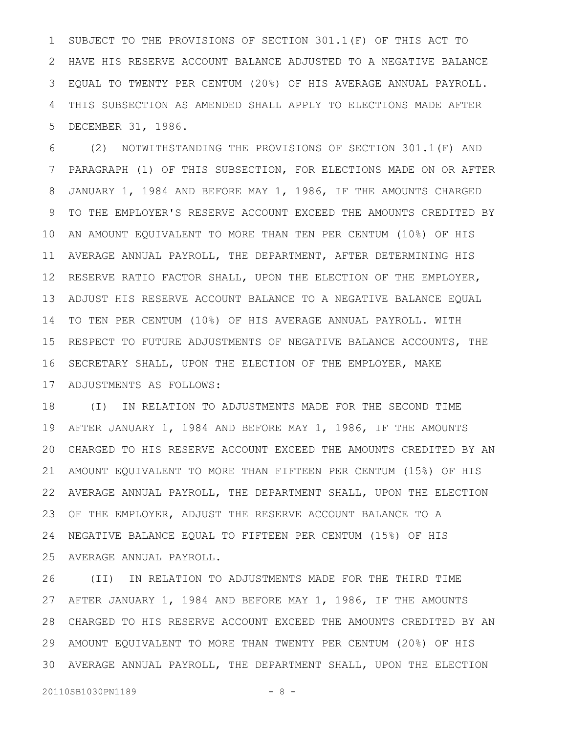SUBJECT TO THE PROVISIONS OF SECTION 301.1(F) OF THIS ACT TO HAVE HIS RESERVE ACCOUNT BALANCE ADJUSTED TO A NEGATIVE BALANCE EQUAL TO TWENTY PER CENTUM (20%) OF HIS AVERAGE ANNUAL PAYROLL. THIS SUBSECTION AS AMENDED SHALL APPLY TO ELECTIONS MADE AFTER DECEMBER 31, 1986.

(2) NOTWITHSTANDING THE PROVISIONS OF SECTION 301.1(F) AND PARAGRAPH (1) OF THIS SUBSECTION, FOR ELECTIONS MADE ON OR AFTER JANUARY 1, 1984 AND BEFORE MAY 1, 1986, IF THE AMOUNTS CHARGED TO THE EMPLOYER'S RESERVE ACCOUNT EXCEED THE AMOUNTS CREDITED BY AN AMOUNT EQUIVALENT TO MORE THAN TEN PER CENTUM (10%) OF HIS AVERAGE ANNUAL PAYROLL, THE DEPARTMENT, AFTER DETERMINING HIS RESERVE RATIO FACTOR SHALL, UPON THE ELECTION OF THE EMPLOYER, ADJUST HIS RESERVE ACCOUNT BALANCE TO A NEGATIVE BALANCE EQUAL TO TEN PER CENTUM (10%) OF HIS AVERAGE ANNUAL PAYROLL. WITH RESPECT TO FUTURE ADJUSTMENTS OF NEGATIVE BALANCE ACCOUNTS, THE SECRETARY SHALL, UPON THE ELECTION OF THE EMPLOYER, MAKE ADJUSTMENTS AS FOLLOWS:

(I) IN RELATION TO ADJUSTMENTS MADE FOR THE SECOND TIME AFTER JANUARY 1, 1984 AND BEFORE MAY 1, 1986, IF THE AMOUNTS CHARGED TO HIS RESERVE ACCOUNT EXCEED THE AMOUNTS CREDITED BY AN AMOUNT EQUIVALENT TO MORE THAN FIFTEEN PER CENTUM (15%) OF HIS AVERAGE ANNUAL PAYROLL, THE DEPARTMENT SHALL, UPON THE ELECTION OF THE EMPLOYER, ADJUST THE RESERVE ACCOUNT BALANCE TO A NEGATIVE BALANCE EQUAL TO FIFTEEN PER CENTUM (15%) OF HIS AVERAGE ANNUAL PAYROLL.

(II) IN RELATION TO ADJUSTMENTS MADE FOR THE THIRD TIME AFTER JANUARY 1, 1984 AND BEFORE MAY 1, 1986, IF THE AMOUNTS CHARGED TO HIS RESERVE ACCOUNT EXCEED THE AMOUNTS CREDITED BY AN AMOUNT EQUIVALENT TO MORE THAN TWENTY PER CENTUM (20%) OF HIS AVERAGE ANNUAL PAYROLL, THE DEPARTMENT SHALL, UPON THE ELECTION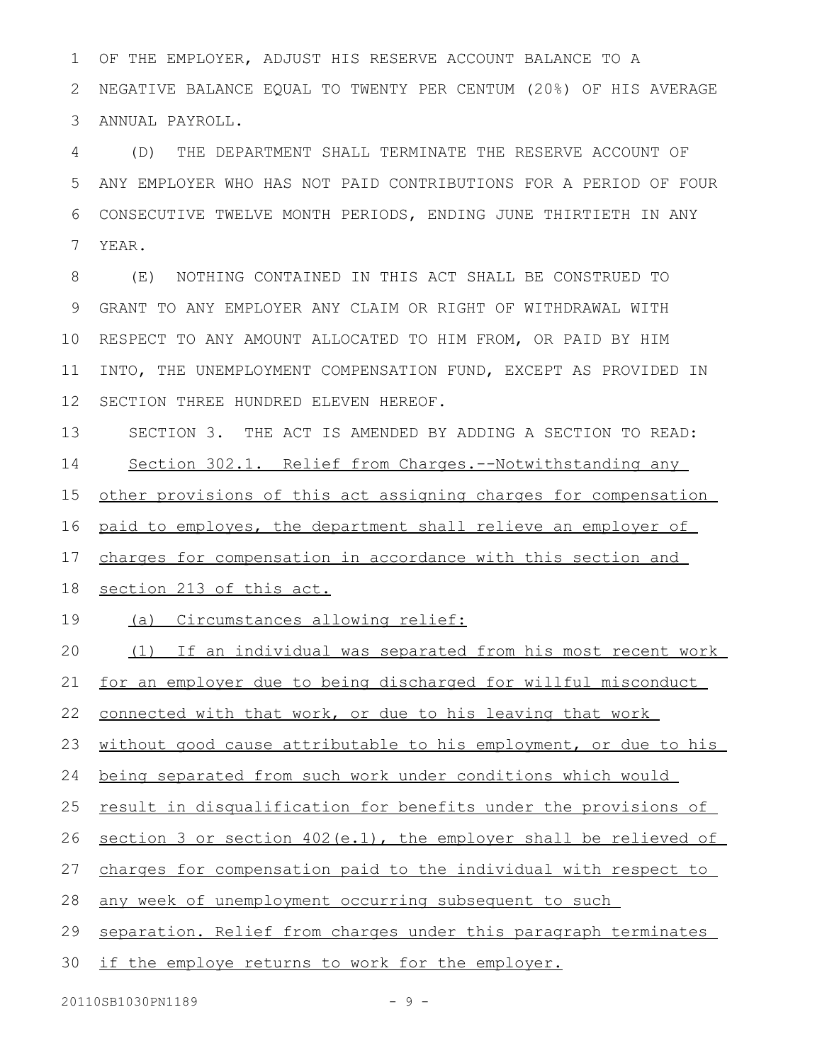OF THE EMPLOYER, ADJUST HIS RESERVE ACCOUNT BALANCE TO A NEGATIVE BALANCE EQUAL TO TWENTY PER CENTUM (20%) OF HIS AVERAGE ANNUAL PAYROLL.

(D) THE DEPARTMENT SHALL TERMINATE THE RESERVE ACCOUNT OF ANY EMPLOYER WHO HAS NOT PAID CONTRIBUTIONS FOR A PERIOD OF FOUR CONSECUTIVE TWELVE MONTH PERIODS, ENDING JUNE THIRTIETH IN ANY YEAR.

(E) NOTHING CONTAINED IN THIS ACT SHALL BE CONSTRUED TO GRANT TO ANY EMPLOYER ANY CLAIM OR RIGHT OF WITHDRAWAL WITH RESPECT TO ANY AMOUNT ALLOCATED TO HIM FROM, OR PAID BY HIM INTO, THE UNEMPLOYMENT COMPENSATION FUND, EXCEPT AS PROVIDED IN SECTION THREE HUNDRED ELEVEN HEREOF.

SECTION 3. THE ACT IS AMENDED BY ADDING A SECTION TO READ:

Section 302.1. Relief from Charges.--Notwithstanding any other provisions of this act assigning charges for compensation paid to employes, the department shall relieve an employer of charges for compensation in accordance with this section and section 213 of this act.

(a) Circumstances allowing relief:

(1) If an individual was separated from his most recent work for an employer due to being discharged for willful misconduct connected with that work, or due to his leaving that work without good cause attributable to his employment, or due to his being separated from such work under conditions which would result in disqualification for benefits under the provisions of section 3 or section 402(e.1), the employer shall be relieved of charges for compensation paid to the individual with respect to any week of unemployment occurring subsequent to such separation. Relief from charges under this paragraph terminates if the employe returns to work for the employer.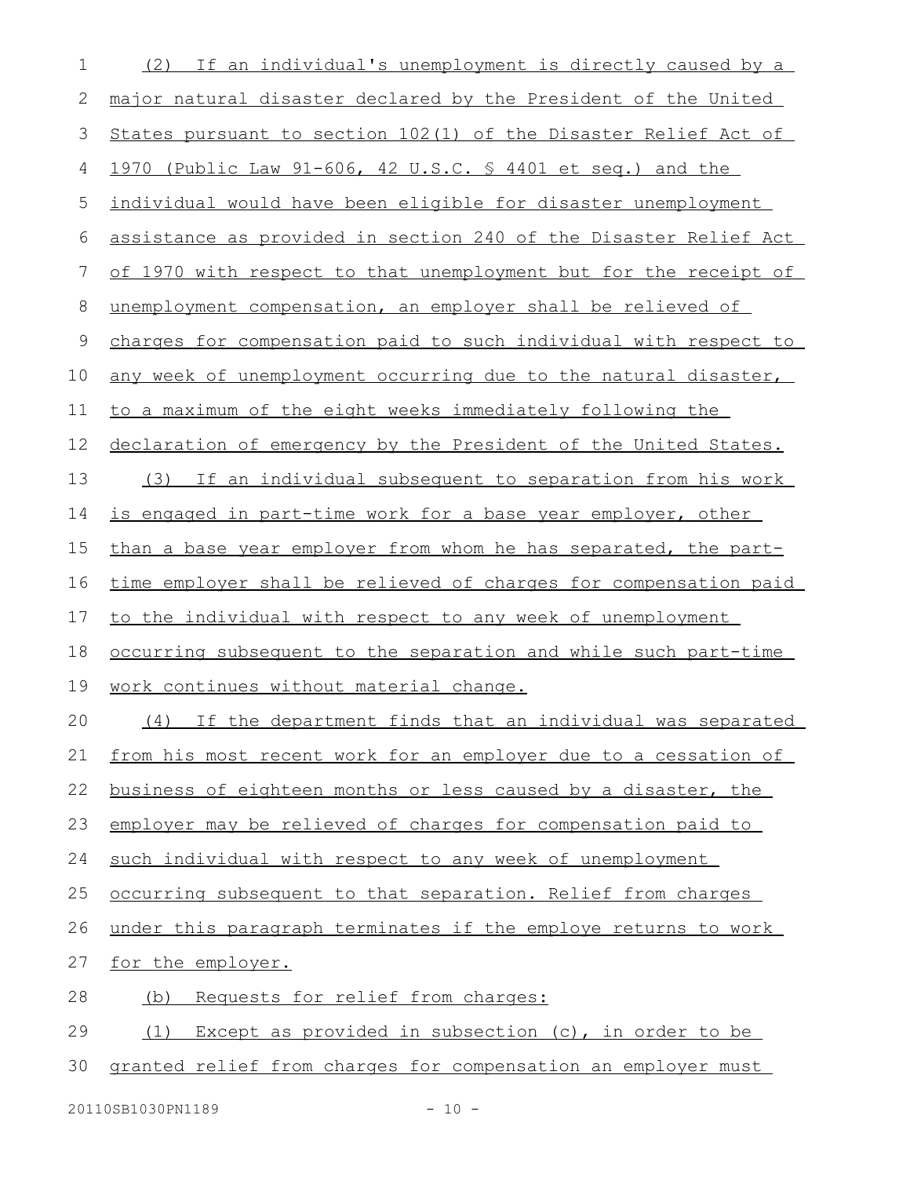(2) If an individual's unemployment is directly caused by a major natural disaster declared by the President of the United States pursuant to section 102(1) of the Disaster Relief Act of 1970 (Public Law 91-606, 42 U.S.C. § 4401 et seq.) and the individual would have been eligible for disaster unemployment assistance as provided in section 240 of the Disaster Relief Act of 1970 with respect to that unemployment but for the receipt of unemployment compensation, an employer shall be relieved of charges for compensation paid to such individual with respect to any week of unemployment occurring due to the natural disaster, to a maximum of the eight weeks immediately following the declaration of emergency by the President of the United States.

(3) If an individual subsequent to separation from his work is engaged in part-time work for a base year employer, other than a base year employer from whom he has separated, the part-time employer shall be relieved of charges for compensation paid to the individual with respect to any week of unemployment occurring subsequent to the separation and while such part-time work continues without material change.

(4) If the department finds that an individual was separated from his most recent work for an employer due to a cessation of business of eighteen months or less caused by a disaster, the employer may be relieved of charges for compensation paid to such individual with respect to any week of unemployment occurring subsequent to that separation. Relief from charges under this paragraph terminates if the employe returns to work for the employer.

(b) Requests for relief from charges:

(1) Except as provided in subsection (c), in order to be granted relief from charges for compensation an employer must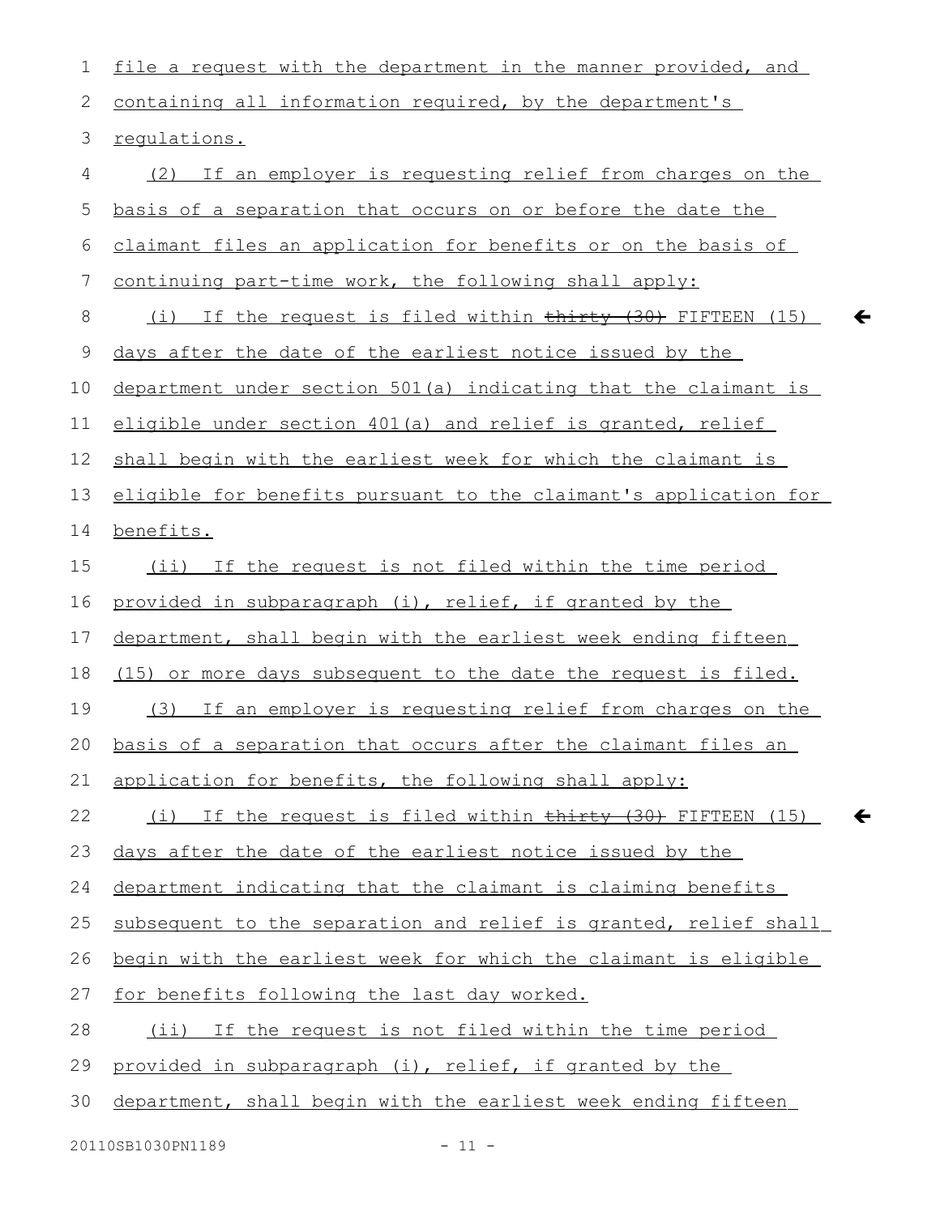file a request with the department in the manner provided, and containing all information required, by the department's regulations.

(2) If an employer is requesting relief from charges on the basis of a separation that occurs on or before the date the claimant files an application for benefits or on the basis of continuing part-time work, the following shall apply:

(i) If the request is filed within ~~thirty (30)~~ FIFTEEN (15) days after the date of the earliest notice issued by the department under section 501(a) indicating that the claimant is eligible under section 401(a) and relief is granted, relief shall begin with the earliest week for which the claimant is eligible for benefits pursuant to the claimant's application for benefits.

(ii) If the request is not filed within the time period provided in subparagraph (i), relief, if granted by the department, shall begin with the earliest week ending fifteen (15) or more days subsequent to the date the request is filed.

(3) If an employer is requesting relief from charges on the basis of a separation that occurs after the claimant files an application for benefits, the following shall apply:

(i) If the request is filed within ~~thirty (30)~~ FIFTEEN (15) days after the date of the earliest notice issued by the department indicating that the claimant is claiming benefits subsequent to the separation and relief is granted, relief shall begin with the earliest week for which the claimant is eligible for benefits following the last day worked.

(ii) If the request is not filed within the time period provided in subparagraph (i), relief, if granted by the department, shall begin with the earliest week ending fifteen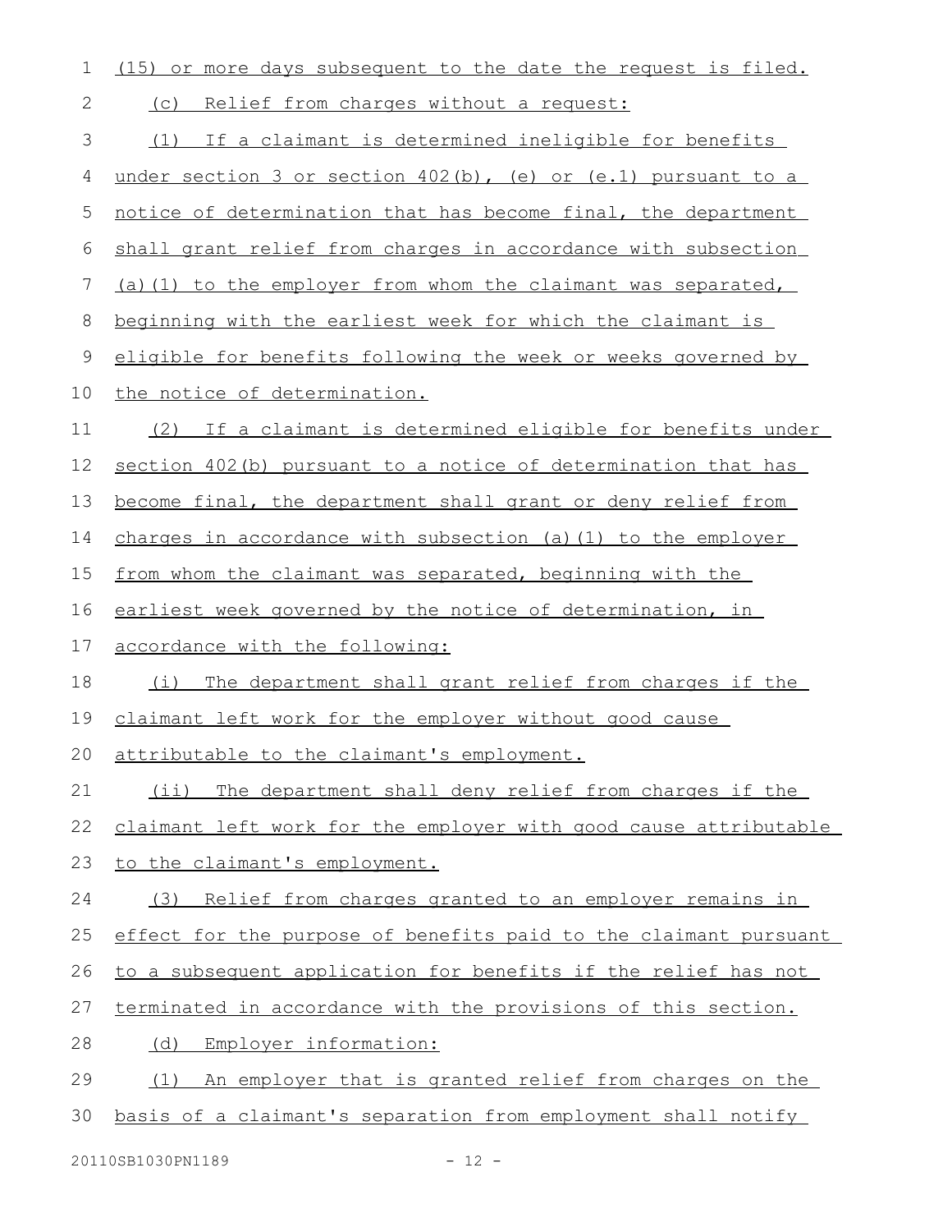(15) or more days subsequent to the date the request is filed.

(c) Relief from charges without a request:

(1) If a claimant is determined ineligible for benefits under section 3 or section 402(b), (e) or (e.1) pursuant to a notice of determination that has become final, the department shall grant relief from charges in accordance with subsection (a)(1) to the employer from whom the claimant was separated, beginning with the earliest week for which the claimant is eligible for benefits following the week or weeks governed by the notice of determination.

(2) If a claimant is determined eligible for benefits under section 402(b) pursuant to a notice of determination that has become final, the department shall grant or deny relief from charges in accordance with subsection (a)(1) to the employer from whom the claimant was separated, beginning with the earliest week governed by the notice of determination, in accordance with the following:

(i) The department shall grant relief from charges if the claimant left work for the employer without good cause attributable to the claimant's employment.

(ii) The department shall deny relief from charges if the claimant left work for the employer with good cause attributable to the claimant's employment.

(3) Relief from charges granted to an employer remains in effect for the purpose of benefits paid to the claimant pursuant to a subsequent application for benefits if the relief has not terminated in accordance with the provisions of this section.

(d) Employer information:

(1) An employer that is granted relief from charges on the basis of a claimant's separation from employment shall notify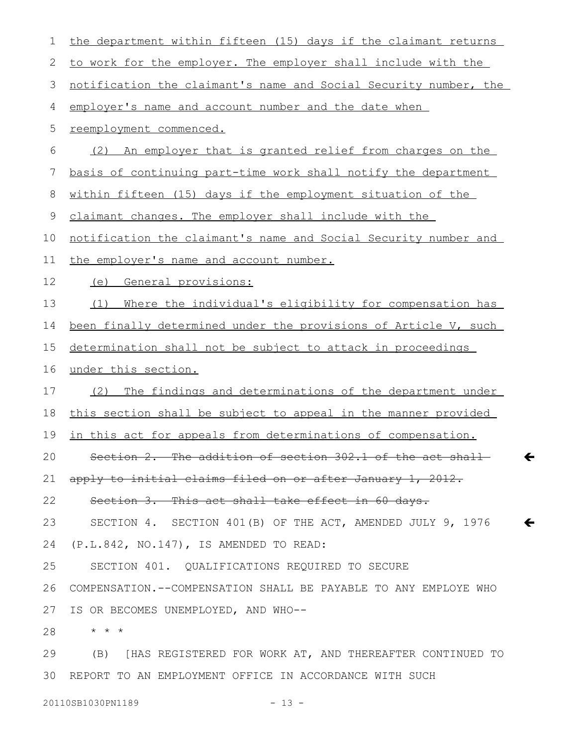the department within fifteen (15) days if the claimant returns to work for the employer. The employer shall include with the notification the claimant's name and Social Security number, the employer's name and account number and the date when reemployment commenced.

(2) An employer that is granted relief from charges on the basis of continuing part-time work shall notify the department within fifteen (15) days if the employment situation of the claimant changes. The employer shall include with the notification the claimant's name and Social Security number and the employer's name and account number.

(e) General provisions:

(1) Where the individual's eligibility for compensation has been finally determined under the provisions of Article V, such determination shall not be subject to attack in proceedings under this section.

(2) The findings and determinations of the department under this section shall be subject to appeal in the manner provided in this act for appeals from determinations of compensation.

~~Section 2. The addition of section 302.1 of the act shall apply to initial claims filed on or after January 1, 2012.~~

~~Section 3. This act shall take effect in 60 days.~~

SECTION 4. SECTION 401(B) OF THE ACT, AMENDED JULY 9, 1976 (P.L.842, NO.147), IS AMENDED TO READ:

SECTION 401. QUALIFICATIONS REQUIRED TO SECURE COMPENSATION.--COMPENSATION SHALL BE PAYABLE TO ANY EMPLOYE WHO IS OR BECOMES UNEMPLOYED, AND WHO--

\* \* \*

(B) [HAS REGISTERED FOR WORK AT, AND THEREAFTER CONTINUED TO REPORT TO AN EMPLOYMENT OFFICE IN ACCORDANCE WITH SUCH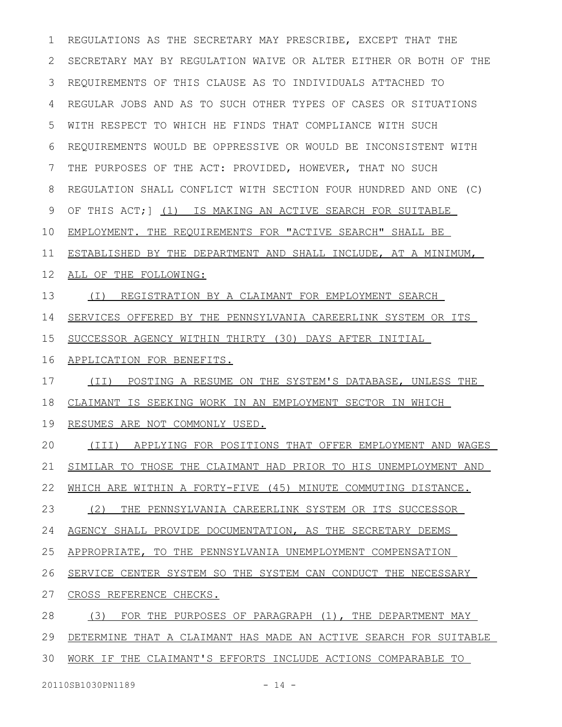REGULATIONS AS THE SECRETARY MAY PRESCRIBE, EXCEPT THAT THE SECRETARY MAY BY REGULATION WAIVE OR ALTER EITHER OR BOTH OF THE REQUIREMENTS OF THIS CLAUSE AS TO INDIVIDUALS ATTACHED TO REGULAR JOBS AND AS TO SUCH OTHER TYPES OF CASES OR SITUATIONS WITH RESPECT TO WHICH HE FINDS THAT COMPLIANCE WITH SUCH REQUIREMENTS WOULD BE OPPRESSIVE OR WOULD BE INCONSISTENT WITH THE PURPOSES OF THE ACT: PROVIDED, HOWEVER, THAT NO SUCH REGULATION SHALL CONFLICT WITH SECTION FOUR HUNDRED AND ONE (C) OF THIS ACT;] (1) IS MAKING AN ACTIVE SEARCH FOR SUITABLE EMPLOYMENT. THE REQUIREMENTS FOR "ACTIVE SEARCH" SHALL BE ESTABLISHED BY THE DEPARTMENT AND SHALL INCLUDE, AT A MINIMUM, ALL OF THE FOLLOWING:

(I) REGISTRATION BY A CLAIMANT FOR EMPLOYMENT SEARCH SERVICES OFFERED BY THE PENNSYLVANIA CAREERLINK SYSTEM OR ITS SUCCESSOR AGENCY WITHIN THIRTY (30) DAYS AFTER INITIAL APPLICATION FOR BENEFITS.

(II) POSTING A RESUME ON THE SYSTEM'S DATABASE, UNLESS THE CLAIMANT IS SEEKING WORK IN AN EMPLOYMENT SECTOR IN WHICH RESUMES ARE NOT COMMONLY USED.

(III) APPLYING FOR POSITIONS THAT OFFER EMPLOYMENT AND WAGES SIMILAR TO THOSE THE CLAIMANT HAD PRIOR TO HIS UNEMPLOYMENT AND WHICH ARE WITHIN A FORTY-FIVE (45) MINUTE COMMUTING DISTANCE.

(2) THE PENNSYLVANIA CAREERLINK SYSTEM OR ITS SUCCESSOR AGENCY SHALL PROVIDE DOCUMENTATION, AS THE SECRETARY DEEMS APPROPRIATE, TO THE PENNSYLVANIA UNEMPLOYMENT COMPENSATION SERVICE CENTER SYSTEM SO THE SYSTEM CAN CONDUCT THE NECESSARY CROSS REFERENCE CHECKS.

(3) FOR THE PURPOSES OF PARAGRAPH (1), THE DEPARTMENT MAY DETERMINE THAT A CLAIMANT HAS MADE AN ACTIVE SEARCH FOR SUITABLE WORK IF THE CLAIMANT'S EFFORTS INCLUDE ACTIONS COMPARABLE TO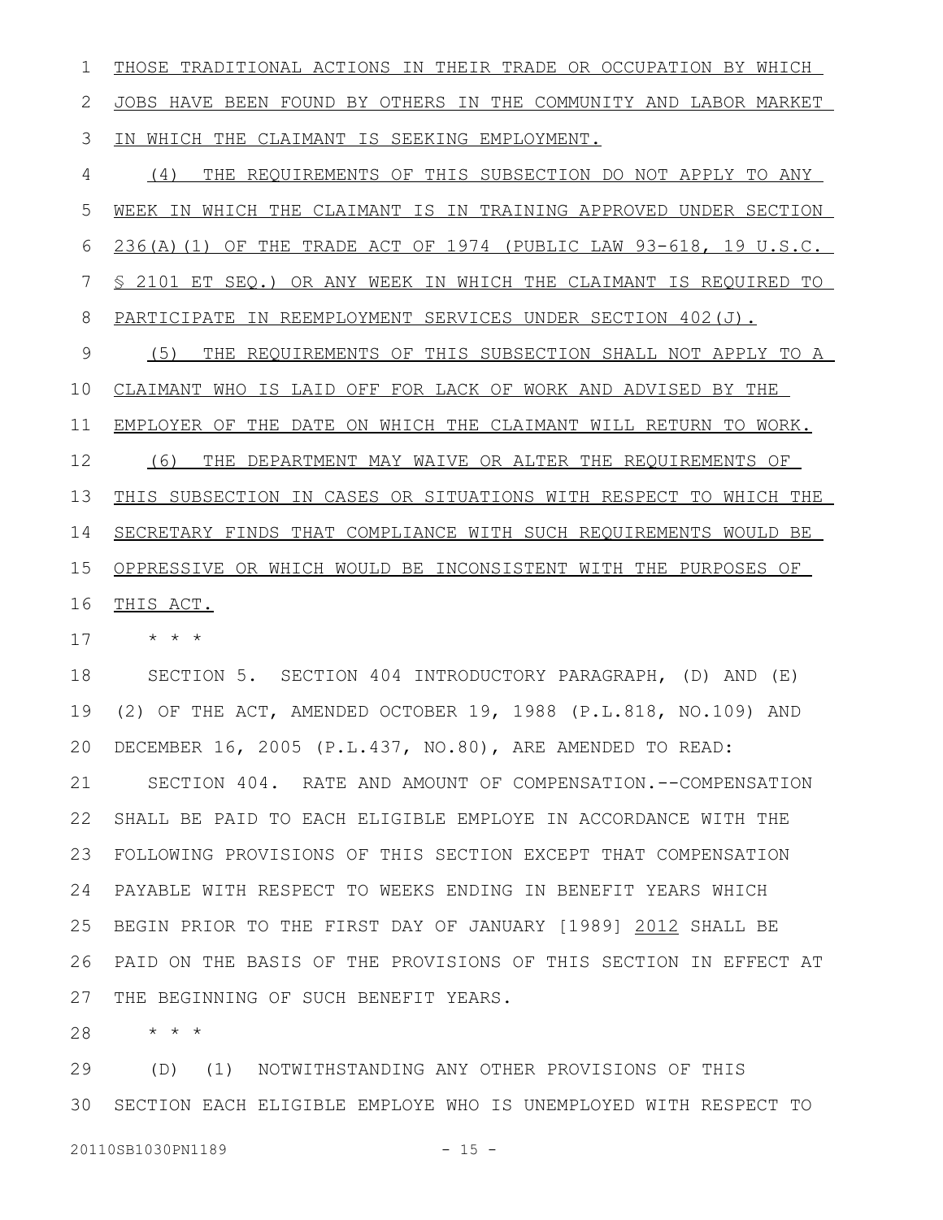THOSE TRADITIONAL ACTIONS IN THEIR TRADE OR OCCUPATION BY WHICH JOBS HAVE BEEN FOUND BY OTHERS IN THE COMMUNITY AND LABOR MARKET IN WHICH THE CLAIMANT IS SEEKING EMPLOYMENT.

(4) THE REQUIREMENTS OF THIS SUBSECTION DO NOT APPLY TO ANY WEEK IN WHICH THE CLAIMANT IS IN TRAINING APPROVED UNDER SECTION 236(A)(1) OF THE TRADE ACT OF 1974 (PUBLIC LAW 93-618, 19 U.S.C. § 2101 ET SEQ.) OR ANY WEEK IN WHICH THE CLAIMANT IS REQUIRED TO PARTICIPATE IN REEMPLOYMENT SERVICES UNDER SECTION 402(J).

(5) THE REQUIREMENTS OF THIS SUBSECTION SHALL NOT APPLY TO A CLAIMANT WHO IS LAID OFF FOR LACK OF WORK AND ADVISED BY THE EMPLOYER OF THE DATE ON WHICH THE CLAIMANT WILL RETURN TO WORK.

(6) THE DEPARTMENT MAY WAIVE OR ALTER THE REQUIREMENTS OF THIS SUBSECTION IN CASES OR SITUATIONS WITH RESPECT TO WHICH THE SECRETARY FINDS THAT COMPLIANCE WITH SUCH REQUIREMENTS WOULD BE OPPRESSIVE OR WHICH WOULD BE INCONSISTENT WITH THE PURPOSES OF THIS ACT.

\* \* \*

SECTION 5. SECTION 404 INTRODUCTORY PARAGRAPH, (D) AND (E)(2) OF THE ACT, AMENDED OCTOBER 19, 1988 (P.L.818, NO.109) AND DECEMBER 16, 2005 (P.L.437, NO.80), ARE AMENDED TO READ:

SECTION 404. RATE AND AMOUNT OF COMPENSATION.--COMPENSATION SHALL BE PAID TO EACH ELIGIBLE EMPLOYE IN ACCORDANCE WITH THE FOLLOWING PROVISIONS OF THIS SECTION EXCEPT THAT COMPENSATION PAYABLE WITH RESPECT TO WEEKS ENDING IN BENEFIT YEARS WHICH BEGIN PRIOR TO THE FIRST DAY OF JANUARY [1989] 2012 SHALL BE PAID ON THE BASIS OF THE PROVISIONS OF THIS SECTION IN EFFECT AT THE BEGINNING OF SUCH BENEFIT YEARS.

\* \* \*

(D) (1) NOTWITHSTANDING ANY OTHER PROVISIONS OF THIS SECTION EACH ELIGIBLE EMPLOYE WHO IS UNEMPLOYED WITH RESPECT TO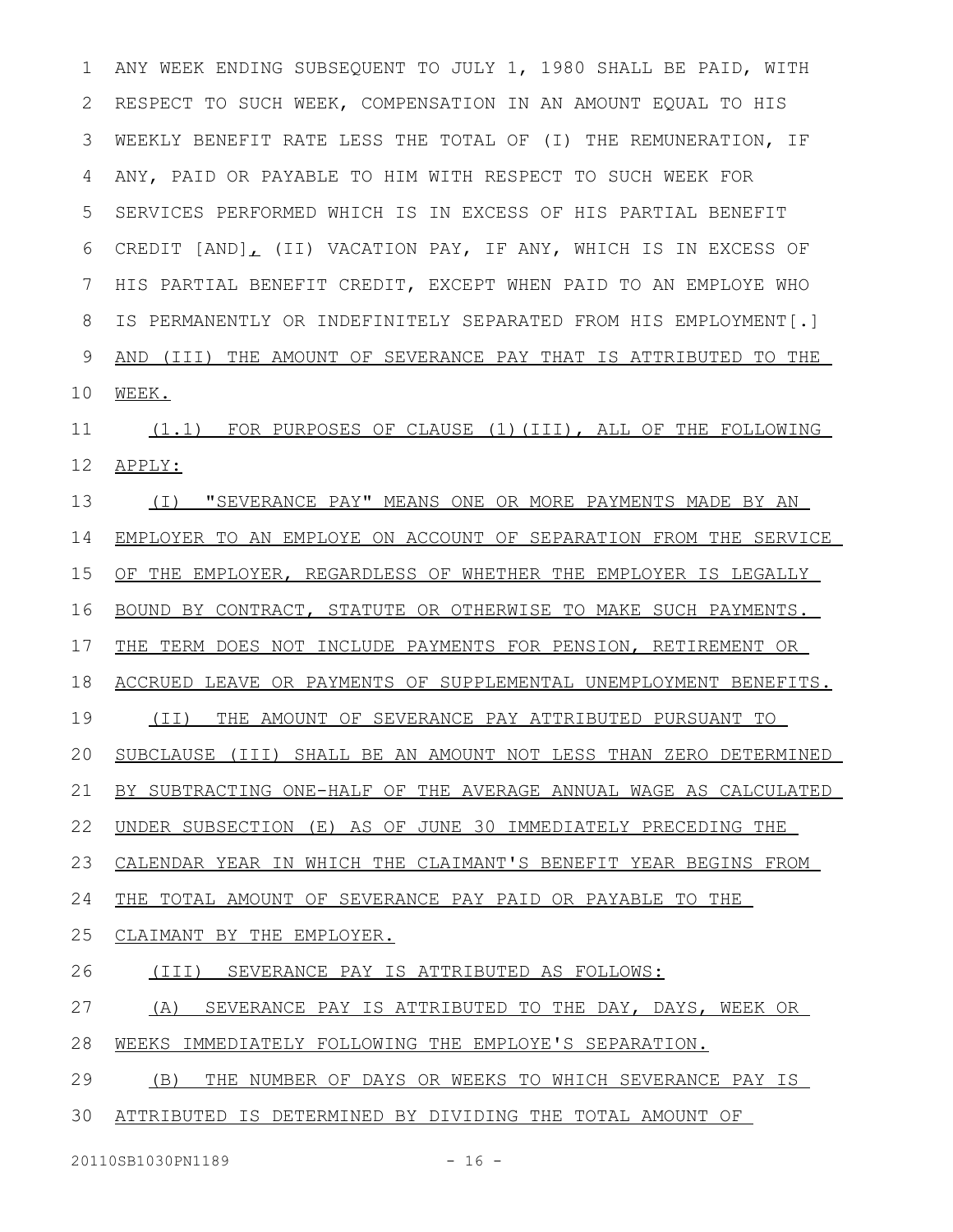ANY WEEK ENDING SUBSEQUENT TO JULY 1, 1980 SHALL BE PAID, WITH RESPECT TO SUCH WEEK, COMPENSATION IN AN AMOUNT EQUAL TO HIS WEEKLY BENEFIT RATE LESS THE TOTAL OF (I) THE REMUNERATION, IF ANY, PAID OR PAYABLE TO HIM WITH RESPECT TO SUCH WEEK FOR SERVICES PERFORMED WHICH IS IN EXCESS OF HIS PARTIAL BENEFIT CREDIT [AND], (II) VACATION PAY, IF ANY, WHICH IS IN EXCESS OF HIS PARTIAL BENEFIT CREDIT, EXCEPT WHEN PAID TO AN EMPLOYE WHO IS PERMANENTLY OR INDEFINITELY SEPARATED FROM HIS EMPLOYMENT[.] AND (III) THE AMOUNT OF SEVERANCE PAY THAT IS ATTRIBUTED TO THE WEEK.

(1.1) FOR PURPOSES OF CLAUSE (1)(III), ALL OF THE FOLLOWING APPLY:

(I) "SEVERANCE PAY" MEANS ONE OR MORE PAYMENTS MADE BY AN EMPLOYER TO AN EMPLOYE ON ACCOUNT OF SEPARATION FROM THE SERVICE OF THE EMPLOYER, REGARDLESS OF WHETHER THE EMPLOYER IS LEGALLY BOUND BY CONTRACT, STATUTE OR OTHERWISE TO MAKE SUCH PAYMENTS. THE TERM DOES NOT INCLUDE PAYMENTS FOR PENSION, RETIREMENT OR ACCRUED LEAVE OR PAYMENTS OF SUPPLEMENTAL UNEMPLOYMENT BENEFITS.

(II) THE AMOUNT OF SEVERANCE PAY ATTRIBUTED PURSUANT TO SUBCLAUSE (III) SHALL BE AN AMOUNT NOT LESS THAN ZERO DETERMINED BY SUBTRACTING ONE-HALF OF THE AVERAGE ANNUAL WAGE AS CALCULATED UNDER SUBSECTION (E) AS OF JUNE 30 IMMEDIATELY PRECEDING THE CALENDAR YEAR IN WHICH THE CLAIMANT'S BENEFIT YEAR BEGINS FROM THE TOTAL AMOUNT OF SEVERANCE PAY PAID OR PAYABLE TO THE CLAIMANT BY THE EMPLOYER.

(III) SEVERANCE PAY IS ATTRIBUTED AS FOLLOWS:

(A) SEVERANCE PAY IS ATTRIBUTED TO THE DAY, DAYS, WEEK OR WEEKS IMMEDIATELY FOLLOWING THE EMPLOYE'S SEPARATION.

(B) THE NUMBER OF DAYS OR WEEKS TO WHICH SEVERANCE PAY IS ATTRIBUTED IS DETERMINED BY DIVIDING THE TOTAL AMOUNT OF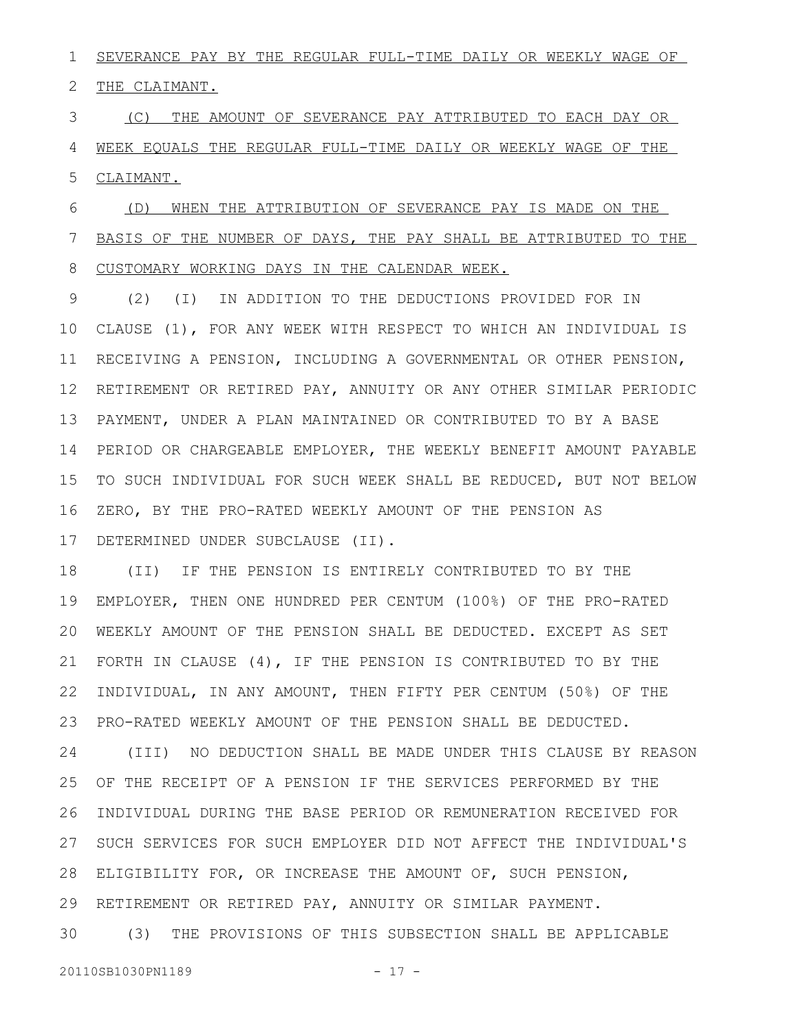SEVERANCE PAY BY THE REGULAR FULL-TIME DAILY OR WEEKLY WAGE OF THE CLAIMANT.

(C) THE AMOUNT OF SEVERANCE PAY ATTRIBUTED TO EACH DAY OR WEEK EQUALS THE REGULAR FULL-TIME DAILY OR WEEKLY WAGE OF THE CLAIMANT.

(D) WHEN THE ATTRIBUTION OF SEVERANCE PAY IS MADE ON THE BASIS OF THE NUMBER OF DAYS, THE PAY SHALL BE ATTRIBUTED TO THE CUSTOMARY WORKING DAYS IN THE CALENDAR WEEK.

(2) (I) IN ADDITION TO THE DEDUCTIONS PROVIDED FOR IN CLAUSE (1), FOR ANY WEEK WITH RESPECT TO WHICH AN INDIVIDUAL IS RECEIVING A PENSION, INCLUDING A GOVERNMENTAL OR OTHER PENSION, RETIREMENT OR RETIRED PAY, ANNUITY OR ANY OTHER SIMILAR PERIODIC PAYMENT, UNDER A PLAN MAINTAINED OR CONTRIBUTED TO BY A BASE PERIOD OR CHARGEABLE EMPLOYER, THE WEEKLY BENEFIT AMOUNT PAYABLE TO SUCH INDIVIDUAL FOR SUCH WEEK SHALL BE REDUCED, BUT NOT BELOW ZERO, BY THE PRO-RATED WEEKLY AMOUNT OF THE PENSION AS DETERMINED UNDER SUBCLAUSE (II).

(II) IF THE PENSION IS ENTIRELY CONTRIBUTED TO BY THE EMPLOYER, THEN ONE HUNDRED PER CENTUM (100%) OF THE PRO-RATED WEEKLY AMOUNT OF THE PENSION SHALL BE DEDUCTED. EXCEPT AS SET FORTH IN CLAUSE (4), IF THE PENSION IS CONTRIBUTED TO BY THE INDIVIDUAL, IN ANY AMOUNT, THEN FIFTY PER CENTUM (50%) OF THE PRO-RATED WEEKLY AMOUNT OF THE PENSION SHALL BE DEDUCTED.

(III) NO DEDUCTION SHALL BE MADE UNDER THIS CLAUSE BY REASON OF THE RECEIPT OF A PENSION IF THE SERVICES PERFORMED BY THE INDIVIDUAL DURING THE BASE PERIOD OR REMUNERATION RECEIVED FOR SUCH SERVICES FOR SUCH EMPLOYER DID NOT AFFECT THE INDIVIDUAL'S ELIGIBILITY FOR, OR INCREASE THE AMOUNT OF, SUCH PENSION, RETIREMENT OR RETIRED PAY, ANNUITY OR SIMILAR PAYMENT.

(3) THE PROVISIONS OF THIS SUBSECTION SHALL BE APPLICABLE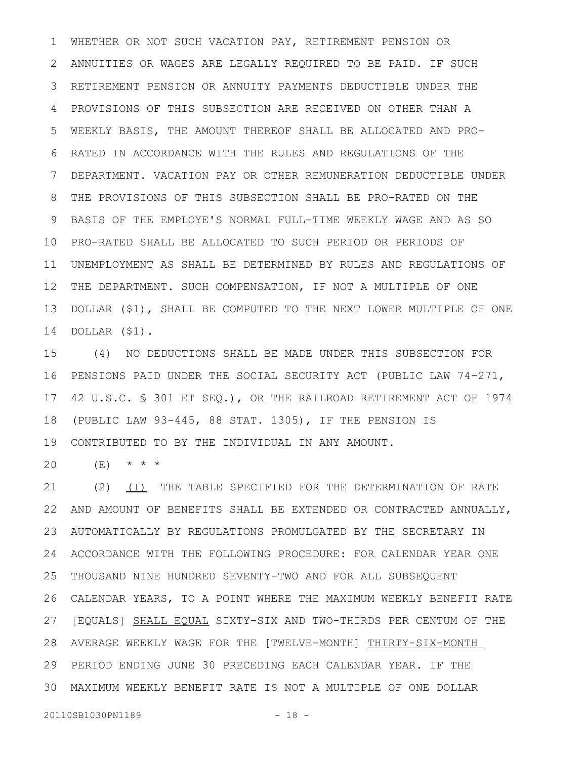WHETHER OR NOT SUCH VACATION PAY, RETIREMENT PENSION OR ANNUITIES OR WAGES ARE LEGALLY REQUIRED TO BE PAID. IF SUCH RETIREMENT PENSION OR ANNUITY PAYMENTS DEDUCTIBLE UNDER THE PROVISIONS OF THIS SUBSECTION ARE RECEIVED ON OTHER THAN A WEEKLY BASIS, THE AMOUNT THEREOF SHALL BE ALLOCATED AND PRO-RATED IN ACCORDANCE WITH THE RULES AND REGULATIONS OF THE DEPARTMENT. VACATION PAY OR OTHER REMUNERATION DEDUCTIBLE UNDER THE PROVISIONS OF THIS SUBSECTION SHALL BE PRO-RATED ON THE BASIS OF THE EMPLOYE'S NORMAL FULL-TIME WEEKLY WAGE AND AS SO PRO-RATED SHALL BE ALLOCATED TO SUCH PERIOD OR PERIODS OF UNEMPLOYMENT AS SHALL BE DETERMINED BY RULES AND REGULATIONS OF THE DEPARTMENT. SUCH COMPENSATION, IF NOT A MULTIPLE OF ONE DOLLAR ($1), SHALL BE COMPUTED TO THE NEXT LOWER MULTIPLE OF ONE DOLLAR ($1).

(4) NO DEDUCTIONS SHALL BE MADE UNDER THIS SUBSECTION FOR PENSIONS PAID UNDER THE SOCIAL SECURITY ACT (PUBLIC LAW 74-271, 42 U.S.C. § 301 ET SEQ.), OR THE RAILROAD RETIREMENT ACT OF 1974 (PUBLIC LAW 93-445, 88 STAT. 1305), IF THE PENSION IS CONTRIBUTED TO BY THE INDIVIDUAL IN ANY AMOUNT.

(E) * * *

(2) <u>(I)</u> THE TABLE SPECIFIED FOR THE DETERMINATION OF RATE AND AMOUNT OF BENEFITS SHALL BE EXTENDED OR CONTRACTED ANNUALLY, AUTOMATICALLY BY REGULATIONS PROMULGATED BY THE SECRETARY IN ACCORDANCE WITH THE FOLLOWING PROCEDURE: FOR CALENDAR YEAR ONE THOUSAND NINE HUNDRED SEVENTY-TWO AND FOR ALL SUBSEQUENT CALENDAR YEARS, TO A POINT WHERE THE MAXIMUM WEEKLY BENEFIT RATE [EQUALS] <u>SHALL EQUAL</u> SIXTY-SIX AND TWO-THIRDS PER CENTUM OF THE AVERAGE WEEKLY WAGE FOR THE [TWELVE-MONTH] <u>THIRTY-SIX-MONTH</u> PERIOD ENDING JUNE 30 PRECEDING EACH CALENDAR YEAR. IF THE MAXIMUM WEEKLY BENEFIT RATE IS NOT A MULTIPLE OF ONE DOLLAR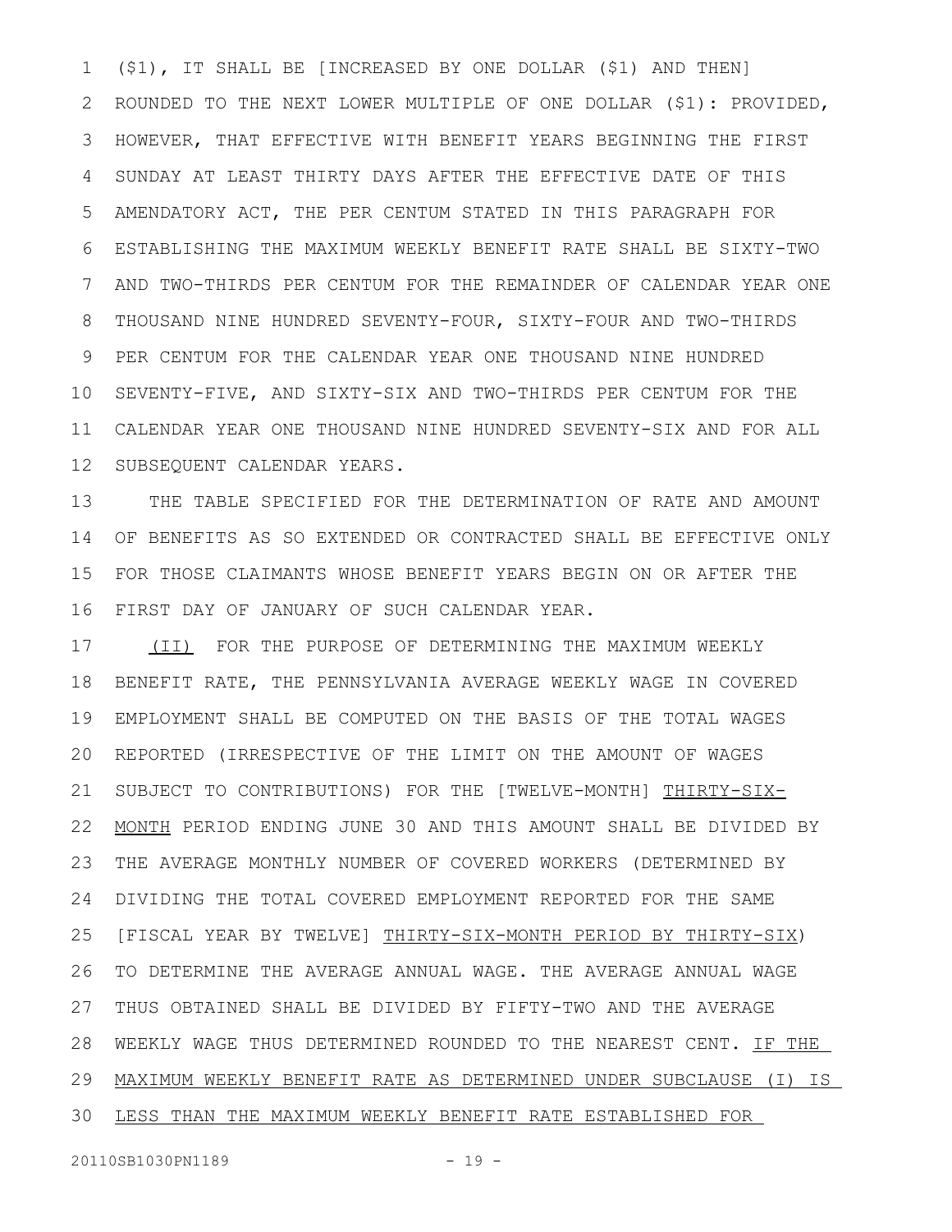($1), IT SHALL BE [INCREASED BY ONE DOLLAR ($1) AND THEN] ROUNDED TO THE NEXT LOWER MULTIPLE OF ONE DOLLAR ($1): PROVIDED, HOWEVER, THAT EFFECTIVE WITH BENEFIT YEARS BEGINNING THE FIRST SUNDAY AT LEAST THIRTY DAYS AFTER THE EFFECTIVE DATE OF THIS AMENDATORY ACT, THE PER CENTUM STATED IN THIS PARAGRAPH FOR ESTABLISHING THE MAXIMUM WEEKLY BENEFIT RATE SHALL BE SIXTY-TWO AND TWO-THIRDS PER CENTUM FOR THE REMAINDER OF CALENDAR YEAR ONE THOUSAND NINE HUNDRED SEVENTY-FOUR, SIXTY-FOUR AND TWO-THIRDS PER CENTUM FOR THE CALENDAR YEAR ONE THOUSAND NINE HUNDRED SEVENTY-FIVE, AND SIXTY-SIX AND TWO-THIRDS PER CENTUM FOR THE CALENDAR YEAR ONE THOUSAND NINE HUNDRED SEVENTY-SIX AND FOR ALL SUBSEQUENT CALENDAR YEARS.

THE TABLE SPECIFIED FOR THE DETERMINATION OF RATE AND AMOUNT OF BENEFITS AS SO EXTENDED OR CONTRACTED SHALL BE EFFECTIVE ONLY FOR THOSE CLAIMANTS WHOSE BENEFIT YEARS BEGIN ON OR AFTER THE FIRST DAY OF JANUARY OF SUCH CALENDAR YEAR.

<u>(II)</u> FOR THE PURPOSE OF DETERMINING THE MAXIMUM WEEKLY BENEFIT RATE, THE PENNSYLVANIA AVERAGE WEEKLY WAGE IN COVERED EMPLOYMENT SHALL BE COMPUTED ON THE BASIS OF THE TOTAL WAGES REPORTED (IRRESPECTIVE OF THE LIMIT ON THE AMOUNT OF WAGES SUBJECT TO CONTRIBUTIONS) FOR THE [TWELVE-MONTH] <u>THIRTY-SIX-MONTH</u> PERIOD ENDING JUNE 30 AND THIS AMOUNT SHALL BE DIVIDED BY THE AVERAGE MONTHLY NUMBER OF COVERED WORKERS (DETERMINED BY DIVIDING THE TOTAL COVERED EMPLOYMENT REPORTED FOR THE SAME [FISCAL YEAR BY TWELVE] <u>THIRTY-SIX-MONTH PERIOD BY THIRTY-SIX</u>) TO DETERMINE THE AVERAGE ANNUAL WAGE. THE AVERAGE ANNUAL WAGE THUS OBTAINED SHALL BE DIVIDED BY FIFTY-TWO AND THE AVERAGE WEEKLY WAGE THUS DETERMINED ROUNDED TO THE NEAREST CENT. <u>IF THE MAXIMUM WEEKLY BENEFIT RATE AS DETERMINED UNDER SUBCLAUSE (I) IS LESS THAN THE MAXIMUM WEEKLY BENEFIT RATE ESTABLISHED FOR</u>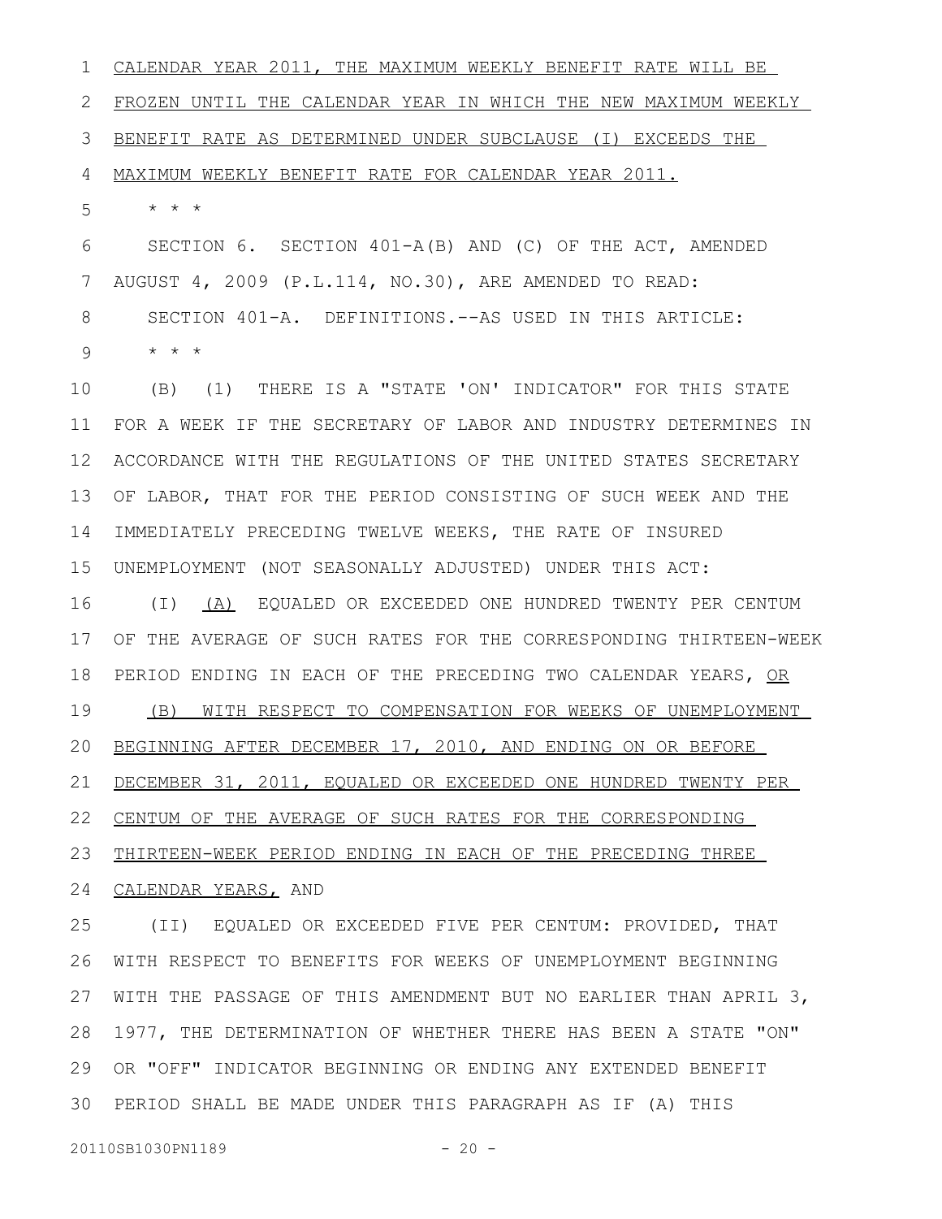CALENDAR YEAR 2011, THE MAXIMUM WEEKLY BENEFIT RATE WILL BE FROZEN UNTIL THE CALENDAR YEAR IN WHICH THE NEW MAXIMUM WEEKLY BENEFIT RATE AS DETERMINED UNDER SUBCLAUSE (I) EXCEEDS THE MAXIMUM WEEKLY BENEFIT RATE FOR CALENDAR YEAR 2011.

\* \* \*

SECTION 6. SECTION 401-A(B) AND (C) OF THE ACT, AMENDED AUGUST 4, 2009 (P.L.114, NO.30), ARE AMENDED TO READ:

SECTION 401-A. DEFINITIONS.--AS USED IN THIS ARTICLE:

\* \* \*

(B) (1) THERE IS A "STATE 'ON' INDICATOR" FOR THIS STATE FOR A WEEK IF THE SECRETARY OF LABOR AND INDUSTRY DETERMINES IN ACCORDANCE WITH THE REGULATIONS OF THE UNITED STATES SECRETARY OF LABOR, THAT FOR THE PERIOD CONSISTING OF SUCH WEEK AND THE IMMEDIATELY PRECEDING TWELVE WEEKS, THE RATE OF INSURED UNEMPLOYMENT (NOT SEASONALLY ADJUSTED) UNDER THIS ACT:

(I) (A) EQUALED OR EXCEEDED ONE HUNDRED TWENTY PER CENTUM OF THE AVERAGE OF SUCH RATES FOR THE CORRESPONDING THIRTEEN-WEEK PERIOD ENDING IN EACH OF THE PRECEDING TWO CALENDAR YEARS, OR

(B) WITH RESPECT TO COMPENSATION FOR WEEKS OF UNEMPLOYMENT BEGINNING AFTER DECEMBER 17, 2010, AND ENDING ON OR BEFORE DECEMBER 31, 2011, EQUALED OR EXCEEDED ONE HUNDRED TWENTY PER CENTUM OF THE AVERAGE OF SUCH RATES FOR THE CORRESPONDING THIRTEEN-WEEK PERIOD ENDING IN EACH OF THE PRECEDING THREE CALENDAR YEARS, AND

(II) EQUALED OR EXCEEDED FIVE PER CENTUM: PROVIDED, THAT WITH RESPECT TO BENEFITS FOR WEEKS OF UNEMPLOYMENT BEGINNING WITH THE PASSAGE OF THIS AMENDMENT BUT NO EARLIER THAN APRIL 3, 1977, THE DETERMINATION OF WHETHER THERE HAS BEEN A STATE "ON" OR "OFF" INDICATOR BEGINNING OR ENDING ANY EXTENDED BENEFIT PERIOD SHALL BE MADE UNDER THIS PARAGRAPH AS IF (A) THIS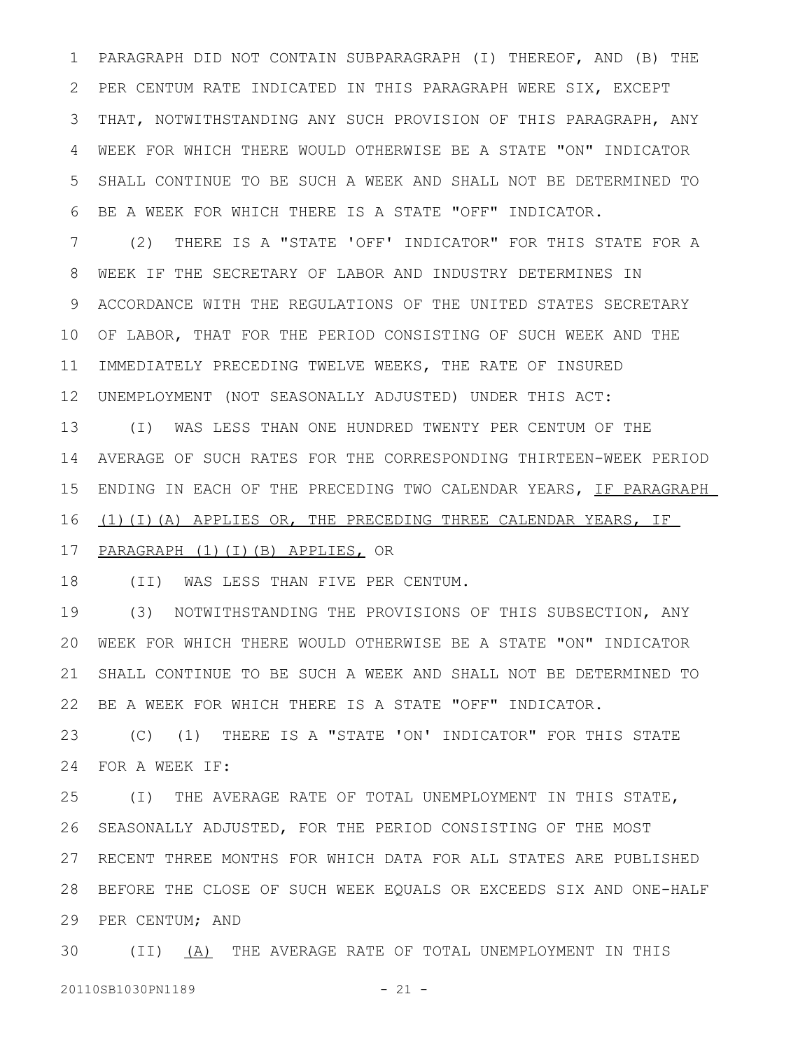PARAGRAPH DID NOT CONTAIN SUBPARAGRAPH (I) THEREOF, AND (B) THE PER CENTUM RATE INDICATED IN THIS PARAGRAPH WERE SIX, EXCEPT THAT, NOTWITHSTANDING ANY SUCH PROVISION OF THIS PARAGRAPH, ANY WEEK FOR WHICH THERE WOULD OTHERWISE BE A STATE "ON" INDICATOR SHALL CONTINUE TO BE SUCH A WEEK AND SHALL NOT BE DETERMINED TO BE A WEEK FOR WHICH THERE IS A STATE "OFF" INDICATOR.

(2) THERE IS A "STATE 'OFF' INDICATOR" FOR THIS STATE FOR A WEEK IF THE SECRETARY OF LABOR AND INDUSTRY DETERMINES IN ACCORDANCE WITH THE REGULATIONS OF THE UNITED STATES SECRETARY OF LABOR, THAT FOR THE PERIOD CONSISTING OF SUCH WEEK AND THE IMMEDIATELY PRECEDING TWELVE WEEKS, THE RATE OF INSURED UNEMPLOYMENT (NOT SEASONALLY ADJUSTED) UNDER THIS ACT:

(I) WAS LESS THAN ONE HUNDRED TWENTY PER CENTUM OF THE AVERAGE OF SUCH RATES FOR THE CORRESPONDING THIRTEEN-WEEK PERIOD ENDING IN EACH OF THE PRECEDING TWO CALENDAR YEARS, IF PARAGRAPH (1)(I)(A) APPLIES OR, THE PRECEDING THREE CALENDAR YEARS, IF PARAGRAPH (1)(I)(B) APPLIES, OR

(II) WAS LESS THAN FIVE PER CENTUM.

(3) NOTWITHSTANDING THE PROVISIONS OF THIS SUBSECTION, ANY WEEK FOR WHICH THERE WOULD OTHERWISE BE A STATE "ON" INDICATOR SHALL CONTINUE TO BE SUCH A WEEK AND SHALL NOT BE DETERMINED TO BE A WEEK FOR WHICH THERE IS A STATE "OFF" INDICATOR.

(C) (1) THERE IS A "STATE 'ON' INDICATOR" FOR THIS STATE FOR A WEEK IF:

(I) THE AVERAGE RATE OF TOTAL UNEMPLOYMENT IN THIS STATE, SEASONALLY ADJUSTED, FOR THE PERIOD CONSISTING OF THE MOST RECENT THREE MONTHS FOR WHICH DATA FOR ALL STATES ARE PUBLISHED BEFORE THE CLOSE OF SUCH WEEK EQUALS OR EXCEEDS SIX AND ONE-HALF PER CENTUM; AND

(II) (A) THE AVERAGE RATE OF TOTAL UNEMPLOYMENT IN THIS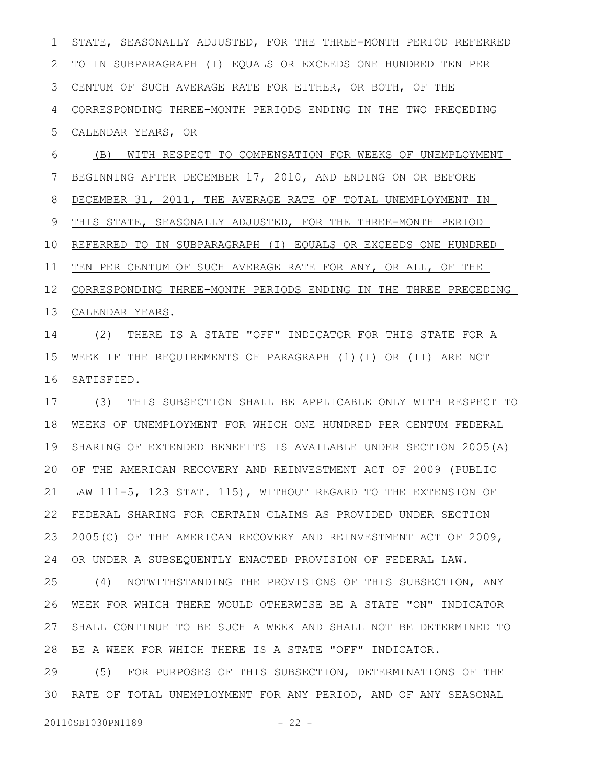STATE, SEASONALLY ADJUSTED, FOR THE THREE-MONTH PERIOD REFERRED TO IN SUBPARAGRAPH (I) EQUALS OR EXCEEDS ONE HUNDRED TEN PER CENTUM OF SUCH AVERAGE RATE FOR EITHER, OR BOTH, OF THE CORRESPONDING THREE-MONTH PERIODS ENDING IN THE TWO PRECEDING CALENDAR YEARS, OR

(B) WITH RESPECT TO COMPENSATION FOR WEEKS OF UNEMPLOYMENT BEGINNING AFTER DECEMBER 17, 2010, AND ENDING ON OR BEFORE DECEMBER 31, 2011, THE AVERAGE RATE OF TOTAL UNEMPLOYMENT IN THIS STATE, SEASONALLY ADJUSTED, FOR THE THREE-MONTH PERIOD REFERRED TO IN SUBPARAGRAPH (I) EQUALS OR EXCEEDS ONE HUNDRED TEN PER CENTUM OF SUCH AVERAGE RATE FOR ANY, OR ALL, OF THE CORRESPONDING THREE-MONTH PERIODS ENDING IN THE THREE PRECEDING CALENDAR YEARS.

(2) THERE IS A STATE "OFF" INDICATOR FOR THIS STATE FOR A WEEK IF THE REQUIREMENTS OF PARAGRAPH (1)(I) OR (II) ARE NOT SATISFIED.

(3) THIS SUBSECTION SHALL BE APPLICABLE ONLY WITH RESPECT TO WEEKS OF UNEMPLOYMENT FOR WHICH ONE HUNDRED PER CENTUM FEDERAL SHARING OF EXTENDED BENEFITS IS AVAILABLE UNDER SECTION 2005(A) OF THE AMERICAN RECOVERY AND REINVESTMENT ACT OF 2009 (PUBLIC LAW 111-5, 123 STAT. 115), WITHOUT REGARD TO THE EXTENSION OF FEDERAL SHARING FOR CERTAIN CLAIMS AS PROVIDED UNDER SECTION 2005(C) OF THE AMERICAN RECOVERY AND REINVESTMENT ACT OF 2009, OR UNDER A SUBSEQUENTLY ENACTED PROVISION OF FEDERAL LAW.

(4) NOTWITHSTANDING THE PROVISIONS OF THIS SUBSECTION, ANY WEEK FOR WHICH THERE WOULD OTHERWISE BE A STATE "ON" INDICATOR SHALL CONTINUE TO BE SUCH A WEEK AND SHALL NOT BE DETERMINED TO BE A WEEK FOR WHICH THERE IS A STATE "OFF" INDICATOR.

(5) FOR PURPOSES OF THIS SUBSECTION, DETERMINATIONS OF THE RATE OF TOTAL UNEMPLOYMENT FOR ANY PERIOD, AND OF ANY SEASONAL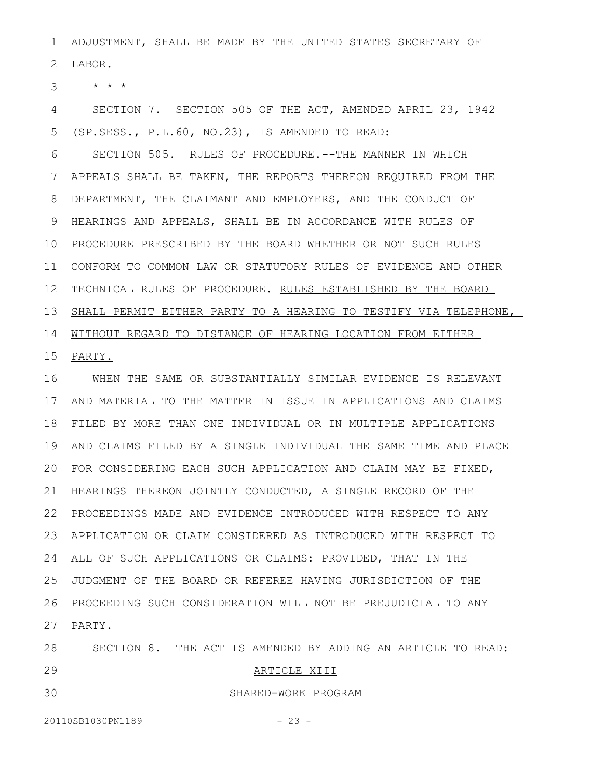ADJUSTMENT, SHALL BE MADE BY THE UNITED STATES SECRETARY OF LABOR.

* * *

SECTION 7. SECTION 505 OF THE ACT, AMENDED APRIL 23, 1942 (SP.SESS., P.L.60, NO.23), IS AMENDED TO READ:

SECTION 505. RULES OF PROCEDURE.--THE MANNER IN WHICH APPEALS SHALL BE TAKEN, THE REPORTS THEREON REQUIRED FROM THE DEPARTMENT, THE CLAIMANT AND EMPLOYERS, AND THE CONDUCT OF HEARINGS AND APPEALS, SHALL BE IN ACCORDANCE WITH RULES OF PROCEDURE PRESCRIBED BY THE BOARD WHETHER OR NOT SUCH RULES CONFORM TO COMMON LAW OR STATUTORY RULES OF EVIDENCE AND OTHER TECHNICAL RULES OF PROCEDURE. <u>RULES ESTABLISHED BY THE BOARD SHALL PERMIT EITHER PARTY TO A HEARING TO TESTIFY VIA TELEPHONE, WITHOUT REGARD TO DISTANCE OF HEARING LOCATION FROM EITHER PARTY.</u>

WHEN THE SAME OR SUBSTANTIALLY SIMILAR EVIDENCE IS RELEVANT AND MATERIAL TO THE MATTER IN ISSUE IN APPLICATIONS AND CLAIMS FILED BY MORE THAN ONE INDIVIDUAL OR IN MULTIPLE APPLICATIONS AND CLAIMS FILED BY A SINGLE INDIVIDUAL THE SAME TIME AND PLACE FOR CONSIDERING EACH SUCH APPLICATION AND CLAIM MAY BE FIXED, HEARINGS THEREON JOINTLY CONDUCTED, A SINGLE RECORD OF THE PROCEEDINGS MADE AND EVIDENCE INTRODUCED WITH RESPECT TO ANY APPLICATION OR CLAIM CONSIDERED AS INTRODUCED WITH RESPECT TO ALL OF SUCH APPLICATIONS OR CLAIMS: PROVIDED, THAT IN THE JUDGMENT OF THE BOARD OR REFEREE HAVING JURISDICTION OF THE PROCEEDING SUCH CONSIDERATION WILL NOT BE PREJUDICIAL TO ANY PARTY.

SECTION 8. THE ACT IS AMENDED BY ADDING AN ARTICLE TO READ:

<u>ARTICLE XIII</u>

<u>SHARED-WORK PROGRAM</u>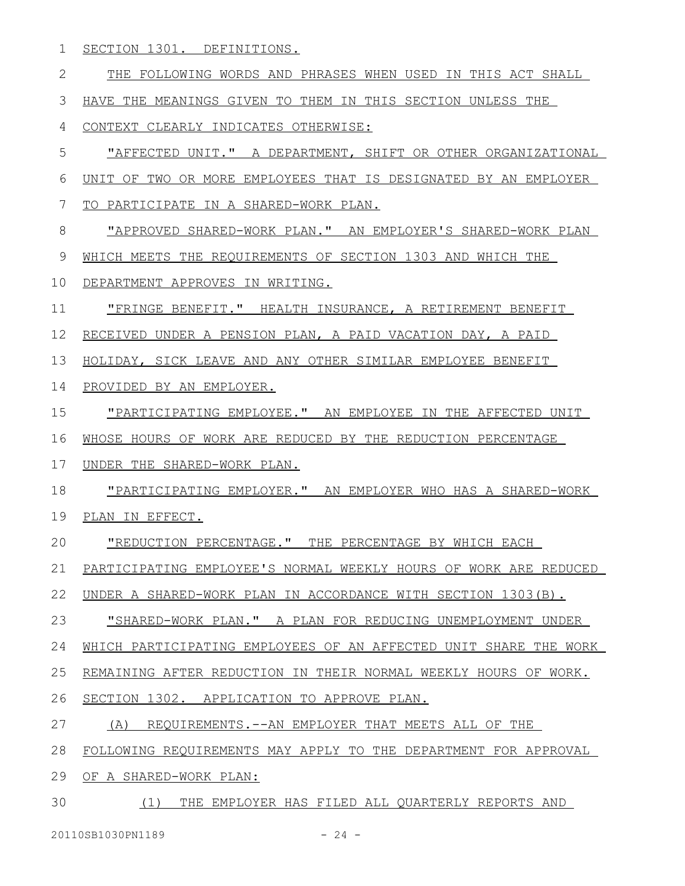SECTION 1301. DEFINITIONS.

THE FOLLOWING WORDS AND PHRASES WHEN USED IN THIS ACT SHALL HAVE THE MEANINGS GIVEN TO THEM IN THIS SECTION UNLESS THE CONTEXT CLEARLY INDICATES OTHERWISE:

"AFFECTED UNIT." A DEPARTMENT, SHIFT OR OTHER ORGANIZATIONAL UNIT OF TWO OR MORE EMPLOYEES THAT IS DESIGNATED BY AN EMPLOYER TO PARTICIPATE IN A SHARED-WORK PLAN.

"APPROVED SHARED-WORK PLAN." AN EMPLOYER'S SHARED-WORK PLAN WHICH MEETS THE REQUIREMENTS OF SECTION 1303 AND WHICH THE DEPARTMENT APPROVES IN WRITING.

"FRINGE BENEFIT." HEALTH INSURANCE, A RETIREMENT BENEFIT RECEIVED UNDER A PENSION PLAN, A PAID VACATION DAY, A PAID HOLIDAY, SICK LEAVE AND ANY OTHER SIMILAR EMPLOYEE BENEFIT PROVIDED BY AN EMPLOYER.

"PARTICIPATING EMPLOYEE." AN EMPLOYEE IN THE AFFECTED UNIT WHOSE HOURS OF WORK ARE REDUCED BY THE REDUCTION PERCENTAGE UNDER THE SHARED-WORK PLAN.

"PARTICIPATING EMPLOYER." AN EMPLOYER WHO HAS A SHARED-WORK PLAN IN EFFECT.

"REDUCTION PERCENTAGE." THE PERCENTAGE BY WHICH EACH PARTICIPATING EMPLOYEE'S NORMAL WEEKLY HOURS OF WORK ARE REDUCED UNDER A SHARED-WORK PLAN IN ACCORDANCE WITH SECTION 1303(B).

"SHARED-WORK PLAN." A PLAN FOR REDUCING UNEMPLOYMENT UNDER WHICH PARTICIPATING EMPLOYEES OF AN AFFECTED UNIT SHARE THE WORK REMAINING AFTER REDUCTION IN THEIR NORMAL WEEKLY HOURS OF WORK.

SECTION 1302. APPLICATION TO APPROVE PLAN.

(A) REQUIREMENTS.--AN EMPLOYER THAT MEETS ALL OF THE FOLLOWING REQUIREMENTS MAY APPLY TO THE DEPARTMENT FOR APPROVAL OF A SHARED-WORK PLAN:

(1) THE EMPLOYER HAS FILED ALL QUARTERLY REPORTS AND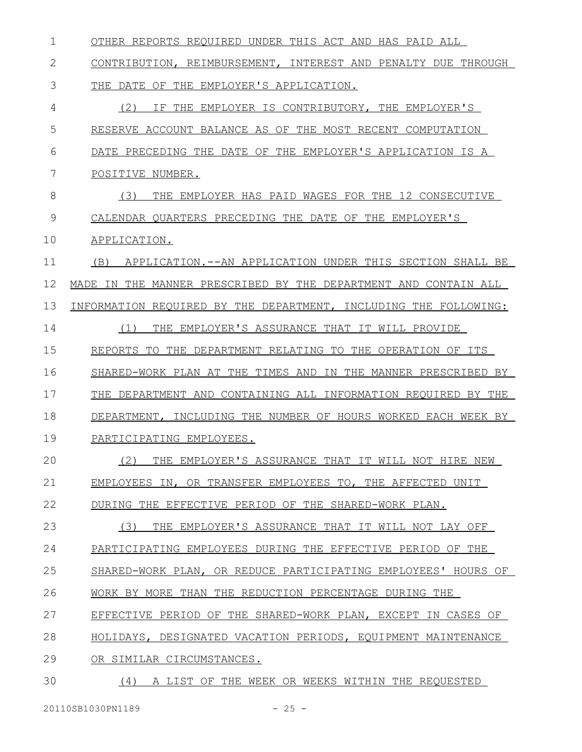OTHER REPORTS REQUIRED UNDER THIS ACT AND HAS PAID ALL CONTRIBUTION, REIMBURSEMENT, INTEREST AND PENALTY DUE THROUGH THE DATE OF THE EMPLOYER'S APPLICATION.

(2) IF THE EMPLOYER IS CONTRIBUTORY, THE EMPLOYER'S RESERVE ACCOUNT BALANCE AS OF THE MOST RECENT COMPUTATION DATE PRECEDING THE DATE OF THE EMPLOYER'S APPLICATION IS A POSITIVE NUMBER.

(3) THE EMPLOYER HAS PAID WAGES FOR THE 12 CONSECUTIVE CALENDAR QUARTERS PRECEDING THE DATE OF THE EMPLOYER'S APPLICATION.

(B) APPLICATION.--AN APPLICATION UNDER THIS SECTION SHALL BE MADE IN THE MANNER PRESCRIBED BY THE DEPARTMENT AND CONTAIN ALL INFORMATION REQUIRED BY THE DEPARTMENT, INCLUDING THE FOLLOWING:

(1) THE EMPLOYER'S ASSURANCE THAT IT WILL PROVIDE REPORTS TO THE DEPARTMENT RELATING TO THE OPERATION OF ITS SHARED-WORK PLAN AT THE TIMES AND IN THE MANNER PRESCRIBED BY THE DEPARTMENT AND CONTAINING ALL INFORMATION REQUIRED BY THE DEPARTMENT, INCLUDING THE NUMBER OF HOURS WORKED EACH WEEK BY PARTICIPATING EMPLOYEES.

(2) THE EMPLOYER'S ASSURANCE THAT IT WILL NOT HIRE NEW EMPLOYEES IN, OR TRANSFER EMPLOYEES TO, THE AFFECTED UNIT DURING THE EFFECTIVE PERIOD OF THE SHARED-WORK PLAN.

(3) THE EMPLOYER'S ASSURANCE THAT IT WILL NOT LAY OFF PARTICIPATING EMPLOYEES DURING THE EFFECTIVE PERIOD OF THE SHARED-WORK PLAN, OR REDUCE PARTICIPATING EMPLOYEES' HOURS OF WORK BY MORE THAN THE REDUCTION PERCENTAGE DURING THE EFFECTIVE PERIOD OF THE SHARED-WORK PLAN, EXCEPT IN CASES OF HOLIDAYS, DESIGNATED VACATION PERIODS, EQUIPMENT MAINTENANCE OR SIMILAR CIRCUMSTANCES.

(4) A LIST OF THE WEEK OR WEEKS WITHIN THE REQUESTED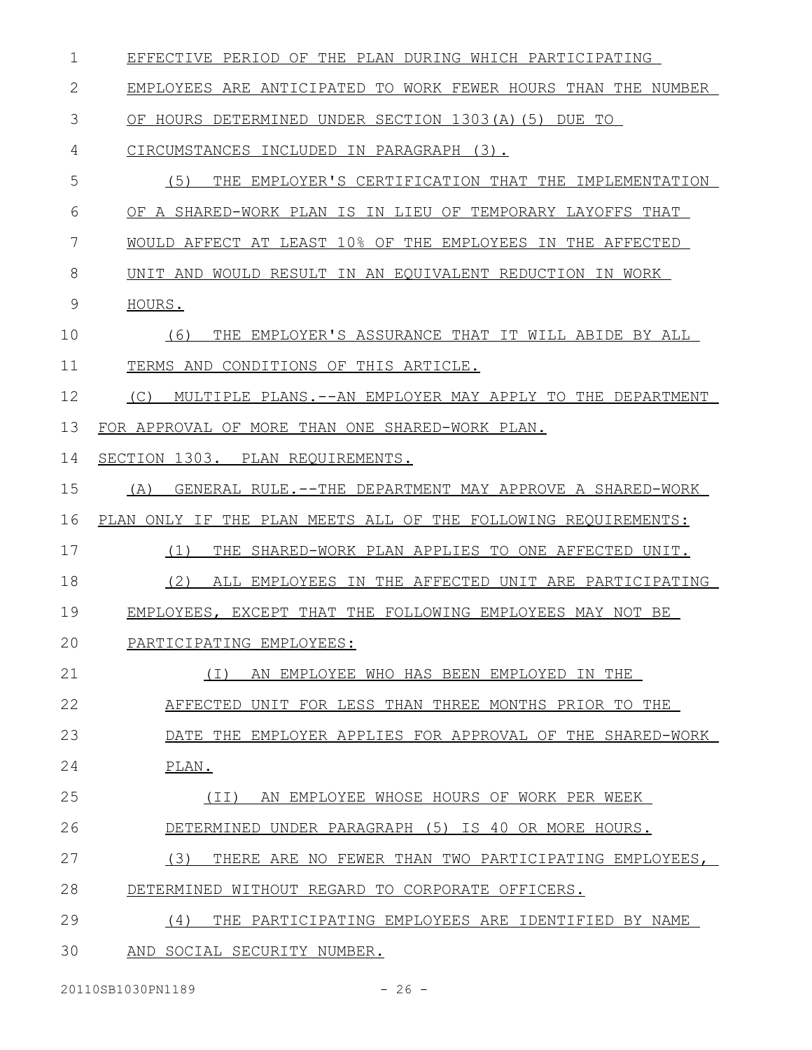EFFECTIVE PERIOD OF THE PLAN DURING WHICH PARTICIPATING EMPLOYEES ARE ANTICIPATED TO WORK FEWER HOURS THAN THE NUMBER OF HOURS DETERMINED UNDER SECTION 1303(A)(5) DUE TO CIRCUMSTANCES INCLUDED IN PARAGRAPH (3).

(5) THE EMPLOYER'S CERTIFICATION THAT THE IMPLEMENTATION OF A SHARED-WORK PLAN IS IN LIEU OF TEMPORARY LAYOFFS THAT WOULD AFFECT AT LEAST 10% OF THE EMPLOYEES IN THE AFFECTED UNIT AND WOULD RESULT IN AN EQUIVALENT REDUCTION IN WORK HOURS.

(6) THE EMPLOYER'S ASSURANCE THAT IT WILL ABIDE BY ALL TERMS AND CONDITIONS OF THIS ARTICLE.

(C) MULTIPLE PLANS.--AN EMPLOYER MAY APPLY TO THE DEPARTMENT FOR APPROVAL OF MORE THAN ONE SHARED-WORK PLAN.

SECTION 1303. PLAN REQUIREMENTS.

(A) GENERAL RULE.--THE DEPARTMENT MAY APPROVE A SHARED-WORK PLAN ONLY IF THE PLAN MEETS ALL OF THE FOLLOWING REQUIREMENTS:

(1) THE SHARED-WORK PLAN APPLIES TO ONE AFFECTED UNIT.

(2) ALL EMPLOYEES IN THE AFFECTED UNIT ARE PARTICIPATING EMPLOYEES, EXCEPT THAT THE FOLLOWING EMPLOYEES MAY NOT BE PARTICIPATING EMPLOYEES:

(I) AN EMPLOYEE WHO HAS BEEN EMPLOYED IN THE AFFECTED UNIT FOR LESS THAN THREE MONTHS PRIOR TO THE DATE THE EMPLOYER APPLIES FOR APPROVAL OF THE SHARED-WORK PLAN.

(II) AN EMPLOYEE WHOSE HOURS OF WORK PER WEEK DETERMINED UNDER PARAGRAPH (5) IS 40 OR MORE HOURS.

(3) THERE ARE NO FEWER THAN TWO PARTICIPATING EMPLOYEES, DETERMINED WITHOUT REGARD TO CORPORATE OFFICERS.

(4) THE PARTICIPATING EMPLOYEES ARE IDENTIFIED BY NAME AND SOCIAL SECURITY NUMBER.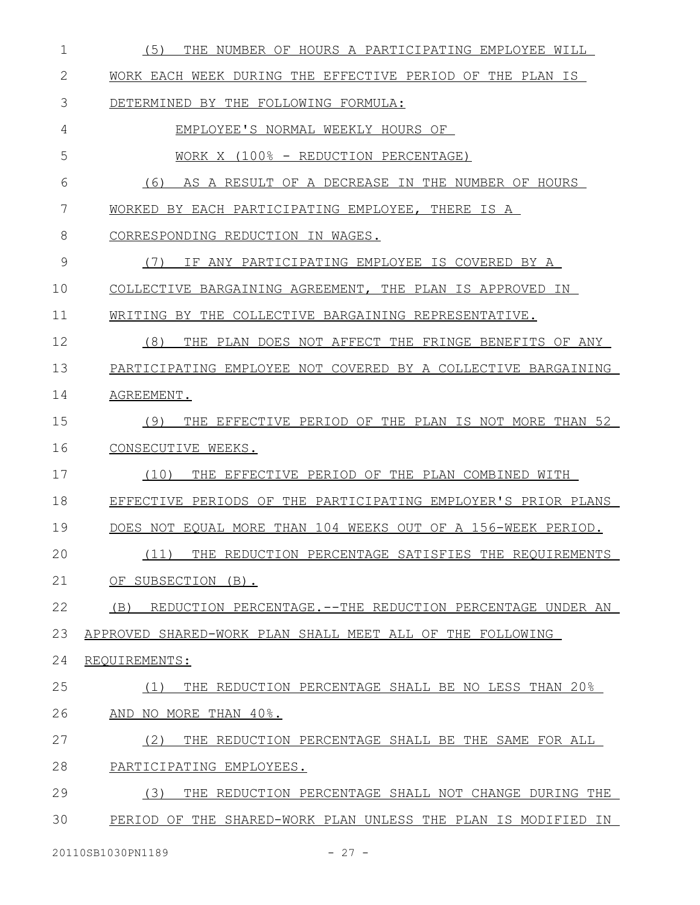(5) THE NUMBER OF HOURS A PARTICIPATING EMPLOYEE WILL WORK EACH WEEK DURING THE EFFECTIVE PERIOD OF THE PLAN IS DETERMINED BY THE FOLLOWING FORMULA:

EMPLOYEE'S NORMAL WEEKLY HOURS OF WORK X (100% - REDUCTION PERCENTAGE)

(6) AS A RESULT OF A DECREASE IN THE NUMBER OF HOURS WORKED BY EACH PARTICIPATING EMPLOYEE, THERE IS A CORRESPONDING REDUCTION IN WAGES.

(7) IF ANY PARTICIPATING EMPLOYEE IS COVERED BY A COLLECTIVE BARGAINING AGREEMENT, THE PLAN IS APPROVED IN WRITING BY THE COLLECTIVE BARGAINING REPRESENTATIVE.

(8) THE PLAN DOES NOT AFFECT THE FRINGE BENEFITS OF ANY PARTICIPATING EMPLOYEE NOT COVERED BY A COLLECTIVE BARGAINING AGREEMENT.

(9) THE EFFECTIVE PERIOD OF THE PLAN IS NOT MORE THAN 52 CONSECUTIVE WEEKS.

(10) THE EFFECTIVE PERIOD OF THE PLAN COMBINED WITH EFFECTIVE PERIODS OF THE PARTICIPATING EMPLOYER'S PRIOR PLANS DOES NOT EQUAL MORE THAN 104 WEEKS OUT OF A 156-WEEK PERIOD.

(11) THE REDUCTION PERCENTAGE SATISFIES THE REQUIREMENTS OF SUBSECTION (B).

(B) REDUCTION PERCENTAGE.--THE REDUCTION PERCENTAGE UNDER AN APPROVED SHARED-WORK PLAN SHALL MEET ALL OF THE FOLLOWING REQUIREMENTS:

(1) THE REDUCTION PERCENTAGE SHALL BE NO LESS THAN 20% AND NO MORE THAN 40%.

(2) THE REDUCTION PERCENTAGE SHALL BE THE SAME FOR ALL PARTICIPATING EMPLOYEES.

(3) THE REDUCTION PERCENTAGE SHALL NOT CHANGE DURING THE PERIOD OF THE SHARED-WORK PLAN UNLESS THE PLAN IS MODIFIED IN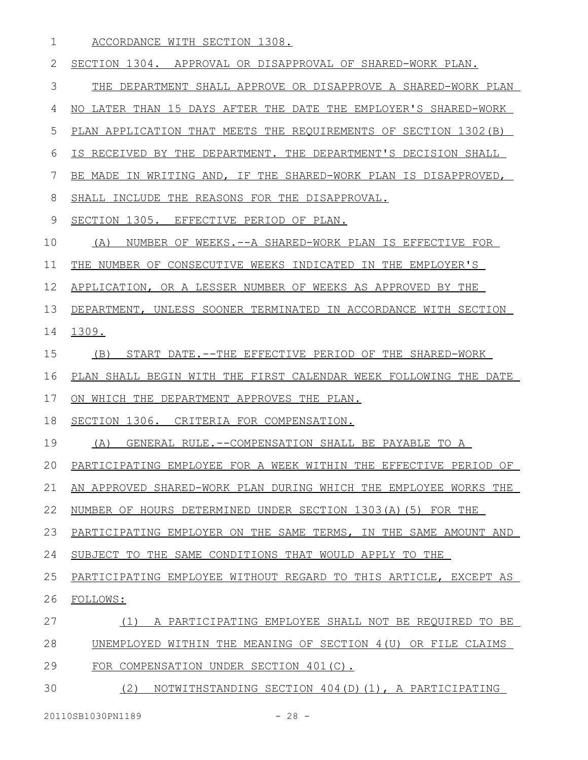ACCORDANCE WITH SECTION 1308.

SECTION 1304. APPROVAL OR DISAPPROVAL OF SHARED-WORK PLAN.

THE DEPARTMENT SHALL APPROVE OR DISAPPROVE A SHARED-WORK PLAN NO LATER THAN 15 DAYS AFTER THE DATE THE EMPLOYER'S SHARED-WORK PLAN APPLICATION THAT MEETS THE REQUIREMENTS OF SECTION 1302(B) IS RECEIVED BY THE DEPARTMENT. THE DEPARTMENT'S DECISION SHALL BE MADE IN WRITING AND, IF THE SHARED-WORK PLAN IS DISAPPROVED, SHALL INCLUDE THE REASONS FOR THE DISAPPROVAL.

SECTION 1305. EFFECTIVE PERIOD OF PLAN.

(A) NUMBER OF WEEKS.--A SHARED-WORK PLAN IS EFFECTIVE FOR THE NUMBER OF CONSECUTIVE WEEKS INDICATED IN THE EMPLOYER'S APPLICATION, OR A LESSER NUMBER OF WEEKS AS APPROVED BY THE DEPARTMENT, UNLESS SOONER TERMINATED IN ACCORDANCE WITH SECTION 1309.

(B) START DATE.--THE EFFECTIVE PERIOD OF THE SHARED-WORK PLAN SHALL BEGIN WITH THE FIRST CALENDAR WEEK FOLLOWING THE DATE ON WHICH THE DEPARTMENT APPROVES THE PLAN.

SECTION 1306. CRITERIA FOR COMPENSATION.

(A) GENERAL RULE.--COMPENSATION SHALL BE PAYABLE TO A PARTICIPATING EMPLOYEE FOR A WEEK WITHIN THE EFFECTIVE PERIOD OF AN APPROVED SHARED-WORK PLAN DURING WHICH THE EMPLOYEE WORKS THE NUMBER OF HOURS DETERMINED UNDER SECTION 1303(A)(5) FOR THE PARTICIPATING EMPLOYER ON THE SAME TERMS, IN THE SAME AMOUNT AND SUBJECT TO THE SAME CONDITIONS THAT WOULD APPLY TO THE PARTICIPATING EMPLOYEE WITHOUT REGARD TO THIS ARTICLE, EXCEPT AS FOLLOWS:

(1) A PARTICIPATING EMPLOYEE SHALL NOT BE REQUIRED TO BE UNEMPLOYED WITHIN THE MEANING OF SECTION 4(U) OR FILE CLAIMS FOR COMPENSATION UNDER SECTION 401(C).

(2) NOTWITHSTANDING SECTION 404(D)(1), A PARTICIPATING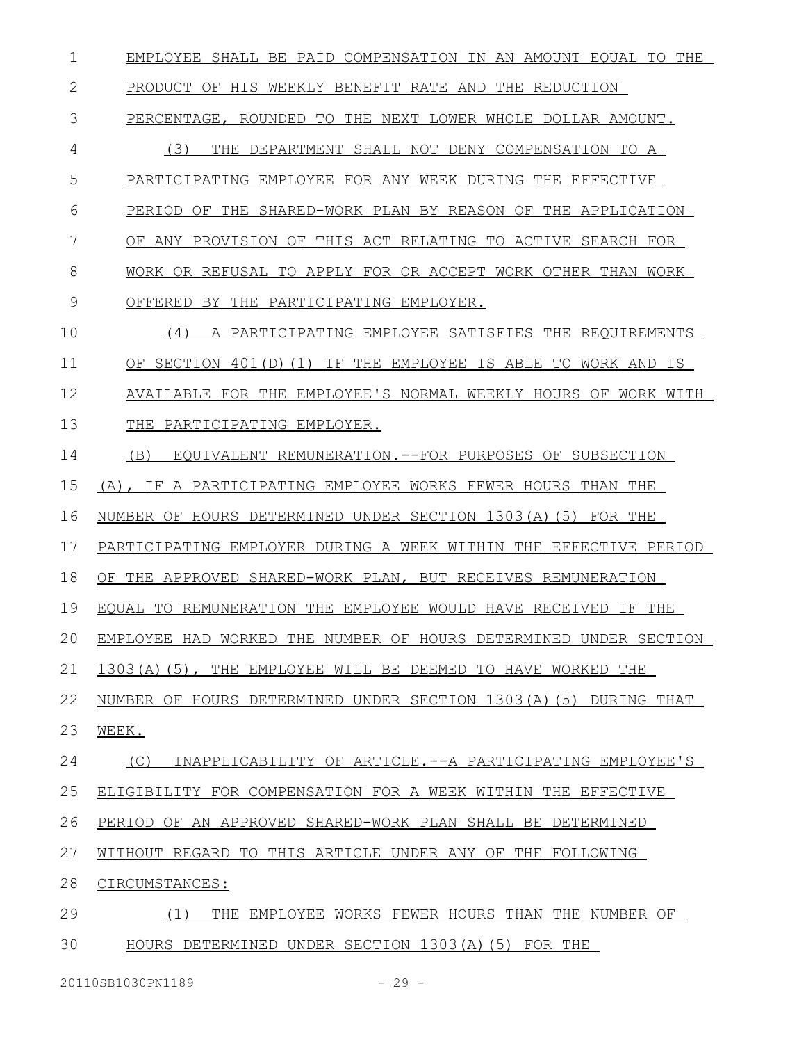EMPLOYEE SHALL BE PAID COMPENSATION IN AN AMOUNT EQUAL TO THE PRODUCT OF HIS WEEKLY BENEFIT RATE AND THE REDUCTION PERCENTAGE, ROUNDED TO THE NEXT LOWER WHOLE DOLLAR AMOUNT.

(3) THE DEPARTMENT SHALL NOT DENY COMPENSATION TO A PARTICIPATING EMPLOYEE FOR ANY WEEK DURING THE EFFECTIVE PERIOD OF THE SHARED-WORK PLAN BY REASON OF THE APPLICATION OF ANY PROVISION OF THIS ACT RELATING TO ACTIVE SEARCH FOR WORK OR REFUSAL TO APPLY FOR OR ACCEPT WORK OTHER THAN WORK OFFERED BY THE PARTICIPATING EMPLOYER.

(4) A PARTICIPATING EMPLOYEE SATISFIES THE REQUIREMENTS OF SECTION 401(D)(1) IF THE EMPLOYEE IS ABLE TO WORK AND IS AVAILABLE FOR THE EMPLOYEE'S NORMAL WEEKLY HOURS OF WORK WITH THE PARTICIPATING EMPLOYER.

(B) EQUIVALENT REMUNERATION.--FOR PURPOSES OF SUBSECTION (A), IF A PARTICIPATING EMPLOYEE WORKS FEWER HOURS THAN THE NUMBER OF HOURS DETERMINED UNDER SECTION 1303(A)(5) FOR THE PARTICIPATING EMPLOYER DURING A WEEK WITHIN THE EFFECTIVE PERIOD OF THE APPROVED SHARED-WORK PLAN, BUT RECEIVES REMUNERATION EQUAL TO REMUNERATION THE EMPLOYEE WOULD HAVE RECEIVED IF THE EMPLOYEE HAD WORKED THE NUMBER OF HOURS DETERMINED UNDER SECTION 1303(A)(5), THE EMPLOYEE WILL BE DEEMED TO HAVE WORKED THE NUMBER OF HOURS DETERMINED UNDER SECTION 1303(A)(5) DURING THAT WEEK.

(C) INAPPLICABILITY OF ARTICLE.--A PARTICIPATING EMPLOYEE'S ELIGIBILITY FOR COMPENSATION FOR A WEEK WITHIN THE EFFECTIVE PERIOD OF AN APPROVED SHARED-WORK PLAN SHALL BE DETERMINED WITHOUT REGARD TO THIS ARTICLE UNDER ANY OF THE FOLLOWING CIRCUMSTANCES:

(1) THE EMPLOYEE WORKS FEWER HOURS THAN THE NUMBER OF HOURS DETERMINED UNDER SECTION 1303(A)(5) FOR THE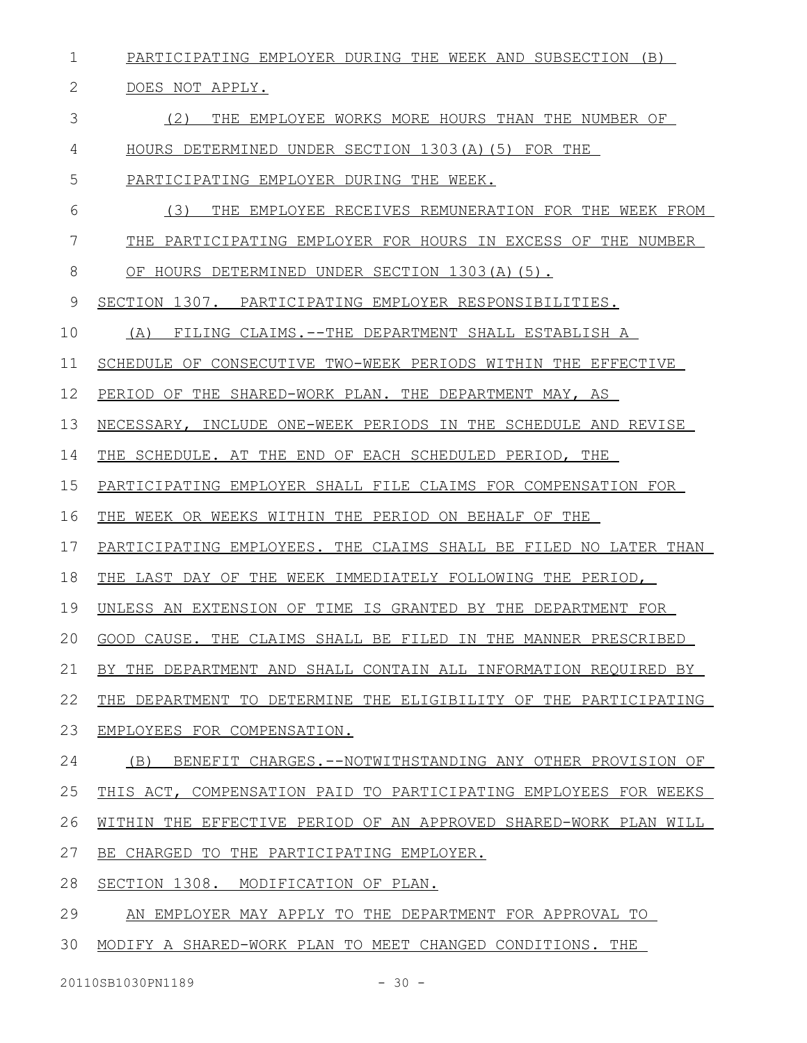PARTICIPATING EMPLOYER DURING THE WEEK AND SUBSECTION (B) DOES NOT APPLY.

(2) THE EMPLOYEE WORKS MORE HOURS THAN THE NUMBER OF HOURS DETERMINED UNDER SECTION 1303(A)(5) FOR THE PARTICIPATING EMPLOYER DURING THE WEEK.

(3) THE EMPLOYEE RECEIVES REMUNERATION FOR THE WEEK FROM THE PARTICIPATING EMPLOYER FOR HOURS IN EXCESS OF THE NUMBER OF HOURS DETERMINED UNDER SECTION 1303(A)(5).

SECTION 1307. PARTICIPATING EMPLOYER RESPONSIBILITIES.

(A) FILING CLAIMS.--THE DEPARTMENT SHALL ESTABLISH A SCHEDULE OF CONSECUTIVE TWO-WEEK PERIODS WITHIN THE EFFECTIVE PERIOD OF THE SHARED-WORK PLAN. THE DEPARTMENT MAY, AS NECESSARY, INCLUDE ONE-WEEK PERIODS IN THE SCHEDULE AND REVISE THE SCHEDULE. AT THE END OF EACH SCHEDULED PERIOD, THE PARTICIPATING EMPLOYER SHALL FILE CLAIMS FOR COMPENSATION FOR THE WEEK OR WEEKS WITHIN THE PERIOD ON BEHALF OF THE PARTICIPATING EMPLOYEES. THE CLAIMS SHALL BE FILED NO LATER THAN THE LAST DAY OF THE WEEK IMMEDIATELY FOLLOWING THE PERIOD, UNLESS AN EXTENSION OF TIME IS GRANTED BY THE DEPARTMENT FOR GOOD CAUSE. THE CLAIMS SHALL BE FILED IN THE MANNER PRESCRIBED BY THE DEPARTMENT AND SHALL CONTAIN ALL INFORMATION REQUIRED BY THE DEPARTMENT TO DETERMINE THE ELIGIBILITY OF THE PARTICIPATING EMPLOYEES FOR COMPENSATION.

(B) BENEFIT CHARGES.--NOTWITHSTANDING ANY OTHER PROVISION OF THIS ACT, COMPENSATION PAID TO PARTICIPATING EMPLOYEES FOR WEEKS WITHIN THE EFFECTIVE PERIOD OF AN APPROVED SHARED-WORK PLAN WILL BE CHARGED TO THE PARTICIPATING EMPLOYER.

SECTION 1308. MODIFICATION OF PLAN.

AN EMPLOYER MAY APPLY TO THE DEPARTMENT FOR APPROVAL TO MODIFY A SHARED-WORK PLAN TO MEET CHANGED CONDITIONS. THE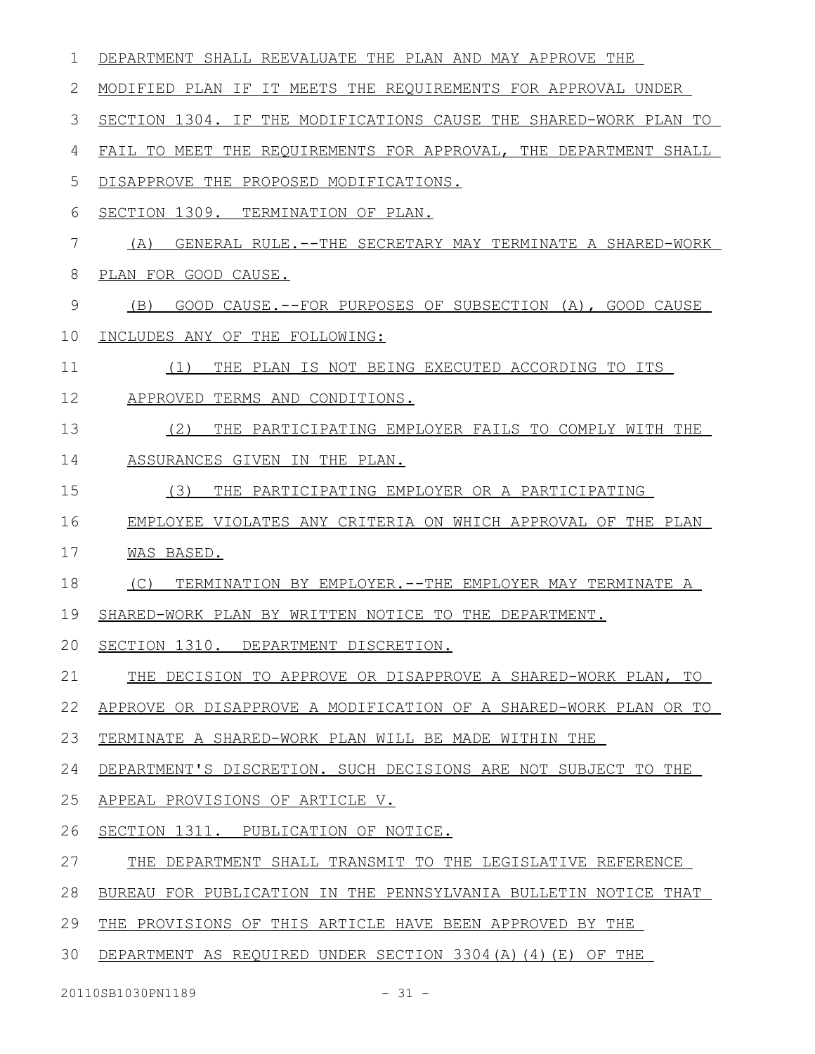DEPARTMENT SHALL REEVALUATE THE PLAN AND MAY APPROVE THE MODIFIED PLAN IF IT MEETS THE REQUIREMENTS FOR APPROVAL UNDER SECTION 1304. IF THE MODIFICATIONS CAUSE THE SHARED-WORK PLAN TO FAIL TO MEET THE REQUIREMENTS FOR APPROVAL, THE DEPARTMENT SHALL DISAPPROVE THE PROPOSED MODIFICATIONS.

SECTION 1309. TERMINATION OF PLAN.

(A) GENERAL RULE.--THE SECRETARY MAY TERMINATE A SHARED-WORK PLAN FOR GOOD CAUSE.

(B) GOOD CAUSE.--FOR PURPOSES OF SUBSECTION (A), GOOD CAUSE INCLUDES ANY OF THE FOLLOWING:

(1) THE PLAN IS NOT BEING EXECUTED ACCORDING TO ITS APPROVED TERMS AND CONDITIONS.

(2) THE PARTICIPATING EMPLOYER FAILS TO COMPLY WITH THE ASSURANCES GIVEN IN THE PLAN.

(3) THE PARTICIPATING EMPLOYER OR A PARTICIPATING EMPLOYEE VIOLATES ANY CRITERIA ON WHICH APPROVAL OF THE PLAN WAS BASED.

(C) TERMINATION BY EMPLOYER.--THE EMPLOYER MAY TERMINATE A SHARED-WORK PLAN BY WRITTEN NOTICE TO THE DEPARTMENT.

SECTION 1310. DEPARTMENT DISCRETION.

THE DECISION TO APPROVE OR DISAPPROVE A SHARED-WORK PLAN, TO APPROVE OR DISAPPROVE A MODIFICATION OF A SHARED-WORK PLAN OR TO TERMINATE A SHARED-WORK PLAN WILL BE MADE WITHIN THE DEPARTMENT'S DISCRETION. SUCH DECISIONS ARE NOT SUBJECT TO THE APPEAL PROVISIONS OF ARTICLE V.

SECTION 1311. PUBLICATION OF NOTICE.

THE DEPARTMENT SHALL TRANSMIT TO THE LEGISLATIVE REFERENCE BUREAU FOR PUBLICATION IN THE PENNSYLVANIA BULLETIN NOTICE THAT THE PROVISIONS OF THIS ARTICLE HAVE BEEN APPROVED BY THE DEPARTMENT AS REQUIRED UNDER SECTION 3304(A)(4)(E) OF THE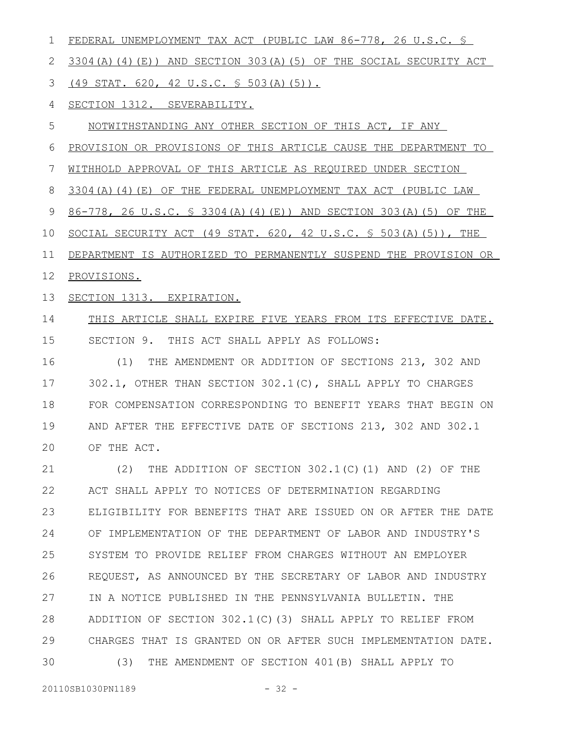FEDERAL UNEMPLOYMENT TAX ACT (PUBLIC LAW 86-778, 26 U.S.C. § 3304(A)(4)(E)) AND SECTION 303(A)(5) OF THE SOCIAL SECURITY ACT (49 STAT. 620, 42 U.S.C. § 503(A)(5)).

SECTION 1312. SEVERABILITY.

NOTWITHSTANDING ANY OTHER SECTION OF THIS ACT, IF ANY PROVISION OR PROVISIONS OF THIS ARTICLE CAUSE THE DEPARTMENT TO WITHHOLD APPROVAL OF THIS ARTICLE AS REQUIRED UNDER SECTION 3304(A)(4)(E) OF THE FEDERAL UNEMPLOYMENT TAX ACT (PUBLIC LAW 86-778, 26 U.S.C. § 3304(A)(4)(E)) AND SECTION 303(A)(5) OF THE SOCIAL SECURITY ACT (49 STAT. 620, 42 U.S.C. § 503(A)(5)), THE DEPARTMENT IS AUTHORIZED TO PERMANENTLY SUSPEND THE PROVISION OR PROVISIONS.

SECTION 1313. EXPIRATION.

THIS ARTICLE SHALL EXPIRE FIVE YEARS FROM ITS EFFECTIVE DATE.

SECTION 9. THIS ACT SHALL APPLY AS FOLLOWS:

(1) THE AMENDMENT OR ADDITION OF SECTIONS 213, 302 AND 302.1, OTHER THAN SECTION 302.1(C), SHALL APPLY TO CHARGES FOR COMPENSATION CORRESPONDING TO BENEFIT YEARS THAT BEGIN ON AND AFTER THE EFFECTIVE DATE OF SECTIONS 213, 302 AND 302.1 OF THE ACT.

(2) THE ADDITION OF SECTION 302.1(C)(1) AND (2) OF THE ACT SHALL APPLY TO NOTICES OF DETERMINATION REGARDING ELIGIBILITY FOR BENEFITS THAT ARE ISSUED ON OR AFTER THE DATE OF IMPLEMENTATION OF THE DEPARTMENT OF LABOR AND INDUSTRY'S SYSTEM TO PROVIDE RELIEF FROM CHARGES WITHOUT AN EMPLOYER REQUEST, AS ANNOUNCED BY THE SECRETARY OF LABOR AND INDUSTRY IN A NOTICE PUBLISHED IN THE PENNSYLVANIA BULLETIN. THE ADDITION OF SECTION 302.1(C)(3) SHALL APPLY TO RELIEF FROM CHARGES THAT IS GRANTED ON OR AFTER SUCH IMPLEMENTATION DATE.

(3) THE AMENDMENT OF SECTION 401(B) SHALL APPLY TO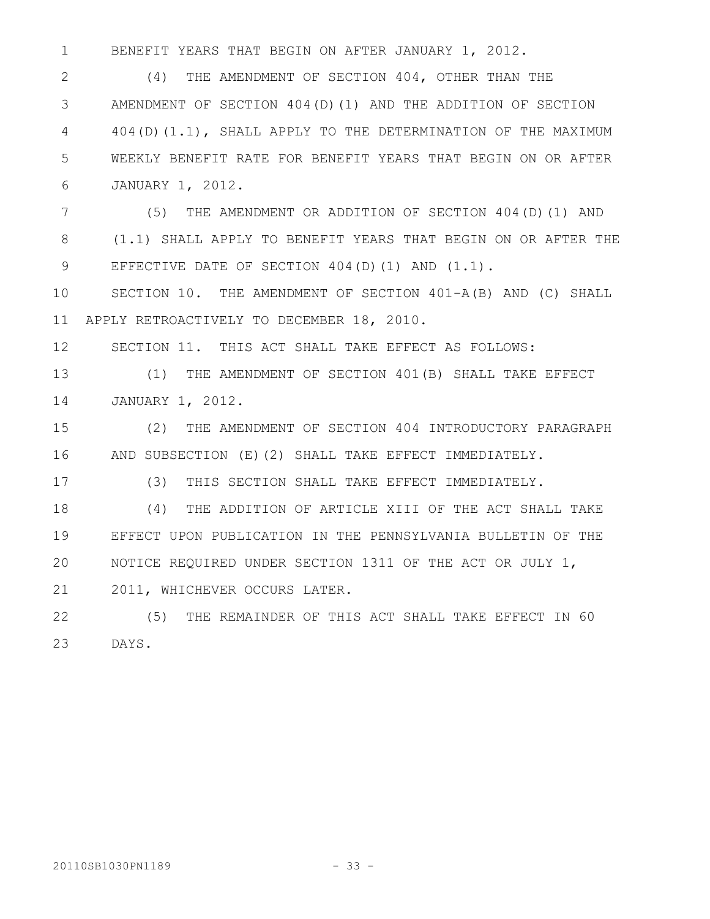BENEFIT YEARS THAT BEGIN ON AFTER JANUARY 1, 2012.

(4) THE AMENDMENT OF SECTION 404, OTHER THAN THE AMENDMENT OF SECTION 404(D)(1) AND THE ADDITION OF SECTION 404(D)(1.1), SHALL APPLY TO THE DETERMINATION OF THE MAXIMUM WEEKLY BENEFIT RATE FOR BENEFIT YEARS THAT BEGIN ON OR AFTER JANUARY 1, 2012.

(5) THE AMENDMENT OR ADDITION OF SECTION 404(D)(1) AND (1.1) SHALL APPLY TO BENEFIT YEARS THAT BEGIN ON OR AFTER THE EFFECTIVE DATE OF SECTION 404(D)(1) AND (1.1).

SECTION 10. THE AMENDMENT OF SECTION 401-A(B) AND (C) SHALL APPLY RETROACTIVELY TO DECEMBER 18, 2010.

SECTION 11. THIS ACT SHALL TAKE EFFECT AS FOLLOWS:

(1) THE AMENDMENT OF SECTION 401(B) SHALL TAKE EFFECT JANUARY 1, 2012.

(2) THE AMENDMENT OF SECTION 404 INTRODUCTORY PARAGRAPH AND SUBSECTION (E)(2) SHALL TAKE EFFECT IMMEDIATELY.

(3) THIS SECTION SHALL TAKE EFFECT IMMEDIATELY.

(4) THE ADDITION OF ARTICLE XIII OF THE ACT SHALL TAKE EFFECT UPON PUBLICATION IN THE PENNSYLVANIA BULLETIN OF THE NOTICE REQUIRED UNDER SECTION 1311 OF THE ACT OR JULY 1, 2011, WHICHEVER OCCURS LATER.

(5) THE REMAINDER OF THIS ACT SHALL TAKE EFFECT IN 60 DAYS.